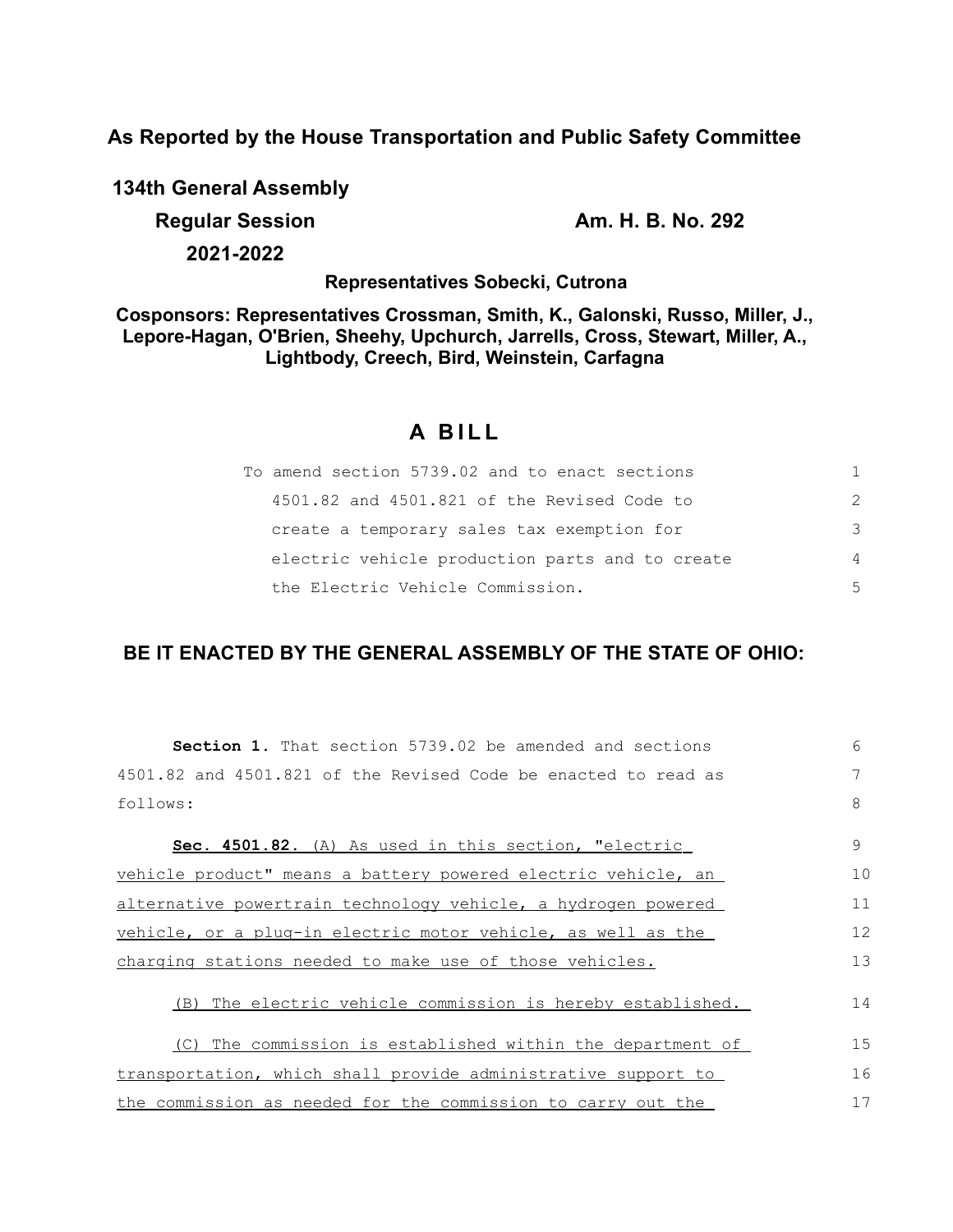**As Reported by the House Transportation and Public Safety Committee**

**134th General Assembly**

**Regular Session** **Am. H. B. No. 292**

**2021-2022**

**Representatives Sobecki, Cutrona**

**Cosponsors: Representatives Crossman, Smith, K., Galonski, Russo, Miller, J., Lepore-Hagan, O'Brien, Sheehy, Upchurch, Jarrells, Cross, Stewart, Miller, A., Lightbody, Creech, Bird, Weinstein, Carfagna**

# A BILL

To amend section 5739.02 and to enact sections 4501.82 and 4501.821 of the Revised Code to create a temporary sales tax exemption for electric vehicle production parts and to create the Electric Vehicle Commission.

**BE IT ENACTED BY THE GENERAL ASSEMBLY OF THE STATE OF OHIO:**

**Section 1.** That section 5739.02 be amended and sections 4501.82 and 4501.821 of the Revised Code be enacted to read as follows:

**Sec. 4501.82.** (A) As used in this section, "electric vehicle product" means a battery powered electric vehicle, an alternative powertrain technology vehicle, a hydrogen powered vehicle, or a plug-in electric motor vehicle, as well as the charging stations needed to make use of those vehicles.

(B) The electric vehicle commission is hereby established.

(C) The commission is established within the department of transportation, which shall provide administrative support to the commission as needed for the commission to carry out the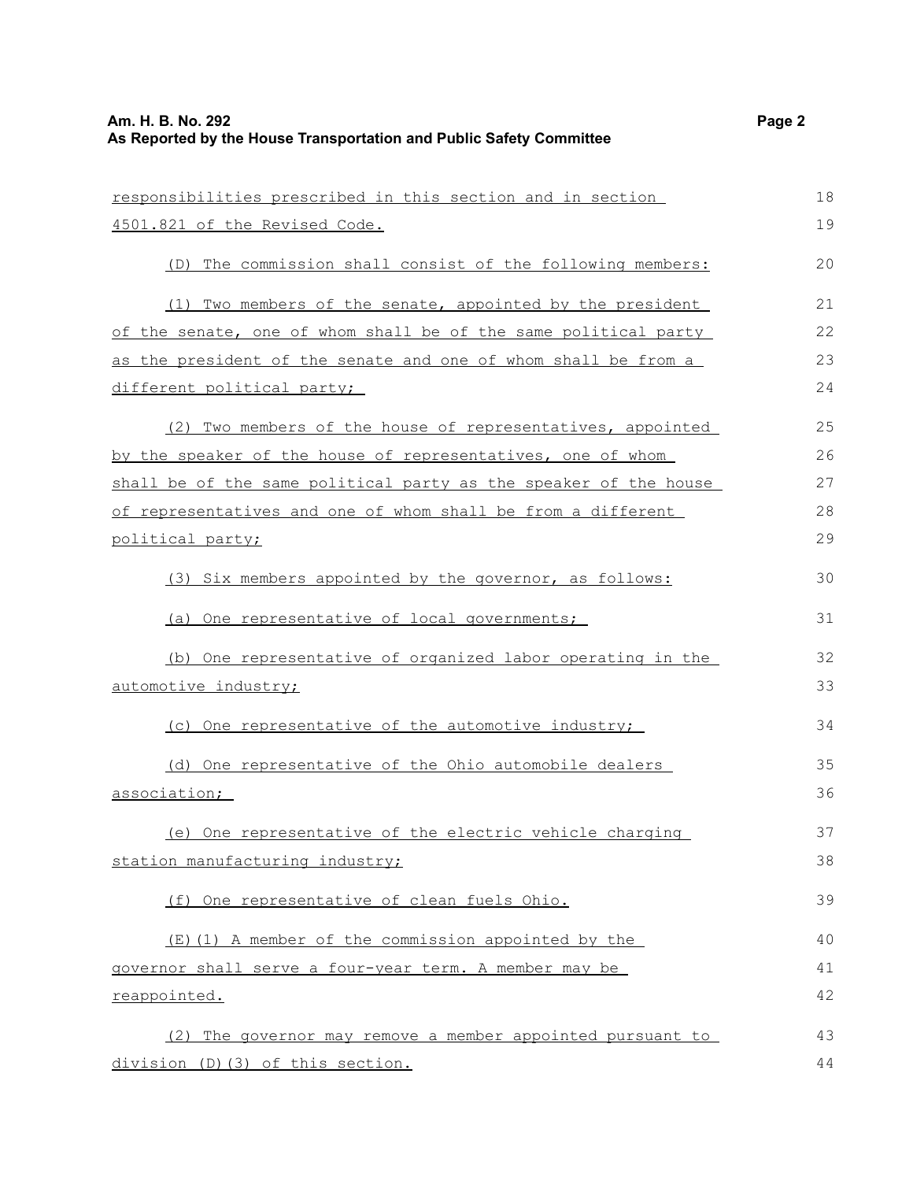responsibilities prescribed in this section and in section 4501.821 of the Revised Code.

(D) The commission shall consist of the following members:

(1) Two members of the senate, appointed by the president of the senate, one of whom shall be of the same political party as the president of the senate and one of whom shall be from a different political party;

(2) Two members of the house of representatives, appointed by the speaker of the house of representatives, one of whom shall be of the same political party as the speaker of the house of representatives and one of whom shall be from a different political party;

(3) Six members appointed by the governor, as follows:

(a) One representative of local governments;

(b) One representative of organized labor operating in the automotive industry;

(c) One representative of the automotive industry;

(d) One representative of the Ohio automobile dealers association;

(e) One representative of the electric vehicle charging station manufacturing industry;

(f) One representative of clean fuels Ohio.

(E)(1) A member of the commission appointed by the governor shall serve a four-year term. A member may be reappointed.

(2) The governor may remove a member appointed pursuant to division (D)(3) of this section.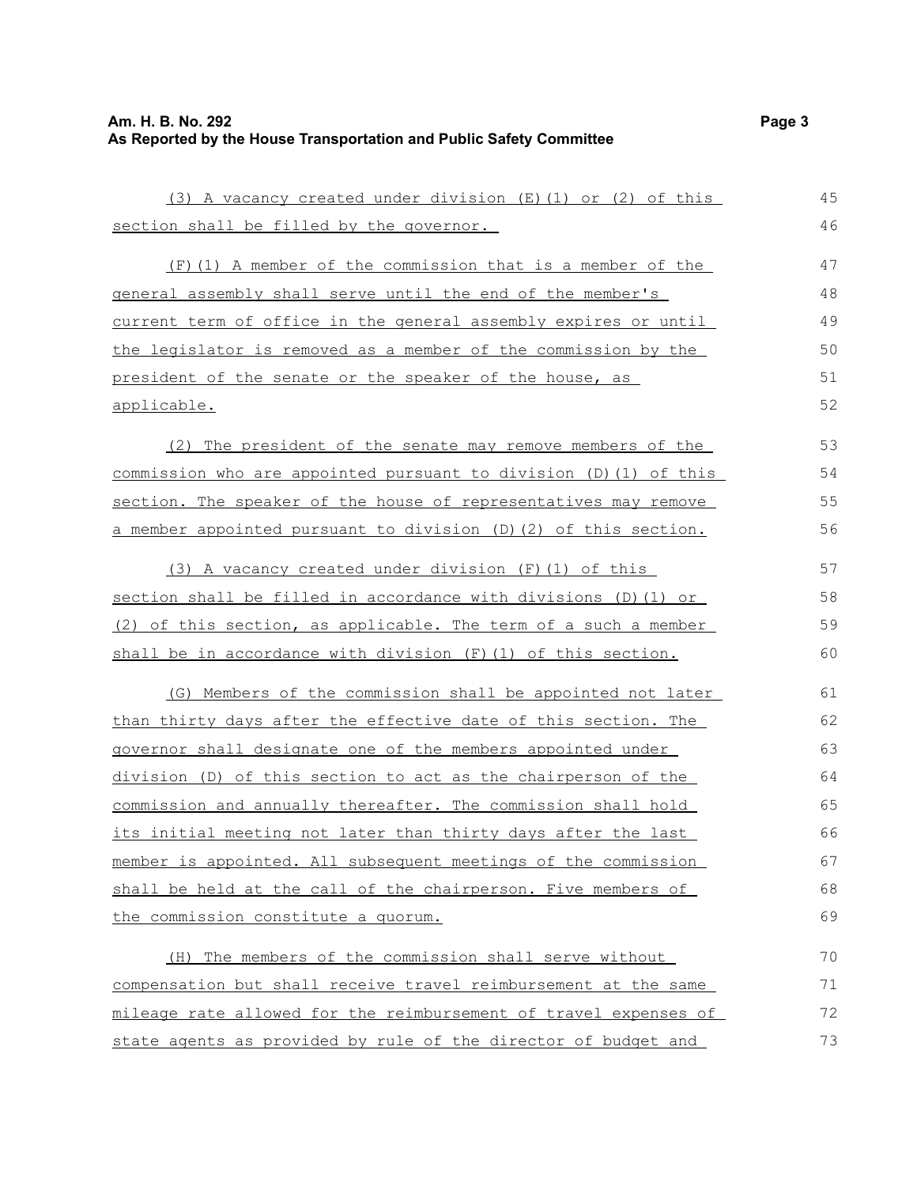(3) A vacancy created under division (E)(1) or (2) of this section shall be filled by the governor.

(F)(1) A member of the commission that is a member of the general assembly shall serve until the end of the member's current term of office in the general assembly expires or until the legislator is removed as a member of the commission by the president of the senate or the speaker of the house, as applicable.

(2) The president of the senate may remove members of the commission who are appointed pursuant to division (D)(1) of this section. The speaker of the house of representatives may remove a member appointed pursuant to division (D)(2) of this section.

(3) A vacancy created under division (F)(1) of this section shall be filled in accordance with divisions (D)(1) or (2) of this section, as applicable. The term of a such a member shall be in accordance with division (F)(1) of this section.

(G) Members of the commission shall be appointed not later than thirty days after the effective date of this section. The governor shall designate one of the members appointed under division (D) of this section to act as the chairperson of the commission and annually thereafter. The commission shall hold its initial meeting not later than thirty days after the last member is appointed. All subsequent meetings of the commission shall be held at the call of the chairperson. Five members of the commission constitute a quorum.

(H) The members of the commission shall serve without compensation but shall receive travel reimbursement at the same mileage rate allowed for the reimbursement of travel expenses of state agents as provided by rule of the director of budget and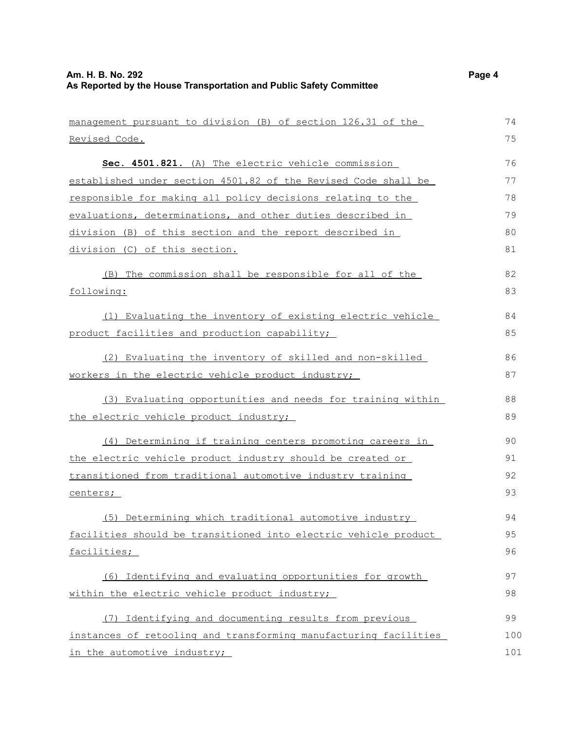management pursuant to division (B) of section 126.31 of the Revised Code.

**Sec. 4501.821.** (A) The electric vehicle commission established under section 4501.82 of the Revised Code shall be responsible for making all policy decisions relating to the evaluations, determinations, and other duties described in division (B) of this section and the report described in division (C) of this section.

(B) The commission shall be responsible for all of the following:

(1) Evaluating the inventory of existing electric vehicle product facilities and production capability;

(2) Evaluating the inventory of skilled and non-skilled workers in the electric vehicle product industry;

(3) Evaluating opportunities and needs for training within the electric vehicle product industry;

(4) Determining if training centers promoting careers in the electric vehicle product industry should be created or transitioned from traditional automotive industry training centers;

(5) Determining which traditional automotive industry facilities should be transitioned into electric vehicle product facilities;

(6) Identifying and evaluating opportunities for growth within the electric vehicle product industry;

(7) Identifying and documenting results from previous instances of retooling and transforming manufacturing facilities in the automotive industry;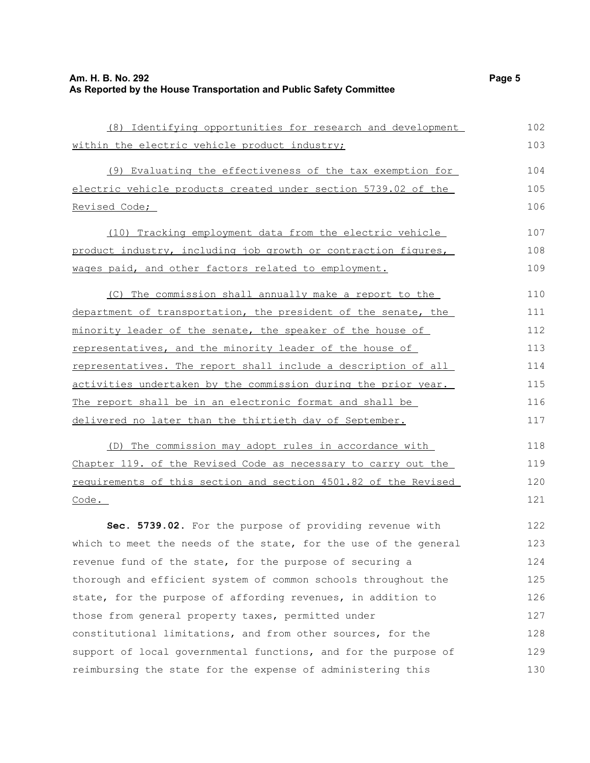(8) Identifying opportunities for research and development within the electric vehicle product industry;

(9) Evaluating the effectiveness of the tax exemption for electric vehicle products created under section 5739.02 of the Revised Code;

(10) Tracking employment data from the electric vehicle product industry, including job growth or contraction figures, wages paid, and other factors related to employment.

(C) The commission shall annually make a report to the department of transportation, the president of the senate, the minority leader of the senate, the speaker of the house of representatives, and the minority leader of the house of representatives. The report shall include a description of all activities undertaken by the commission during the prior year. The report shall be in an electronic format and shall be delivered no later than the thirtieth day of September.

(D) The commission may adopt rules in accordance with Chapter 119. of the Revised Code as necessary to carry out the requirements of this section and section 4501.82 of the Revised Code.

**Sec. 5739.02.** For the purpose of providing revenue with which to meet the needs of the state, for the use of the general revenue fund of the state, for the purpose of securing a thorough and efficient system of common schools throughout the state, for the purpose of affording revenues, in addition to those from general property taxes, permitted under constitutional limitations, and from other sources, for the support of local governmental functions, and for the purpose of reimbursing the state for the expense of administering this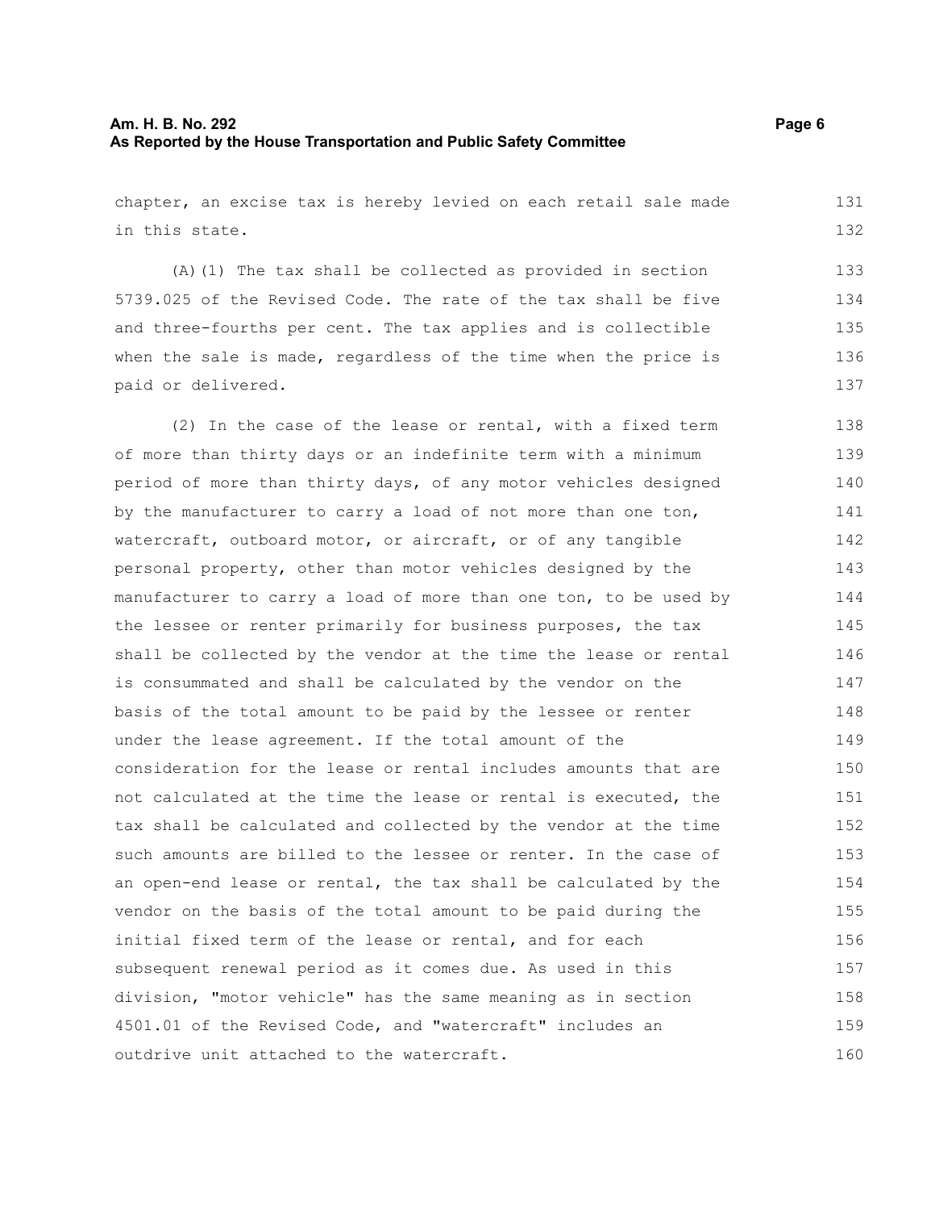chapter, an excise tax is hereby levied on each retail sale made in this state.

(A)(1) The tax shall be collected as provided in section 5739.025 of the Revised Code. The rate of the tax shall be five and three-fourths per cent. The tax applies and is collectible when the sale is made, regardless of the time when the price is paid or delivered.

(2) In the case of the lease or rental, with a fixed term of more than thirty days or an indefinite term with a minimum period of more than thirty days, of any motor vehicles designed by the manufacturer to carry a load of not more than one ton, watercraft, outboard motor, or aircraft, or of any tangible personal property, other than motor vehicles designed by the manufacturer to carry a load of more than one ton, to be used by the lessee or renter primarily for business purposes, the tax shall be collected by the vendor at the time the lease or rental is consummated and shall be calculated by the vendor on the basis of the total amount to be paid by the lessee or renter under the lease agreement. If the total amount of the consideration for the lease or rental includes amounts that are not calculated at the time the lease or rental is executed, the tax shall be calculated and collected by the vendor at the time such amounts are billed to the lessee or renter. In the case of an open-end lease or rental, the tax shall be calculated by the vendor on the basis of the total amount to be paid during the initial fixed term of the lease or rental, and for each subsequent renewal period as it comes due. As used in this division, "motor vehicle" has the same meaning as in section 4501.01 of the Revised Code, and "watercraft" includes an outdrive unit attached to the watercraft.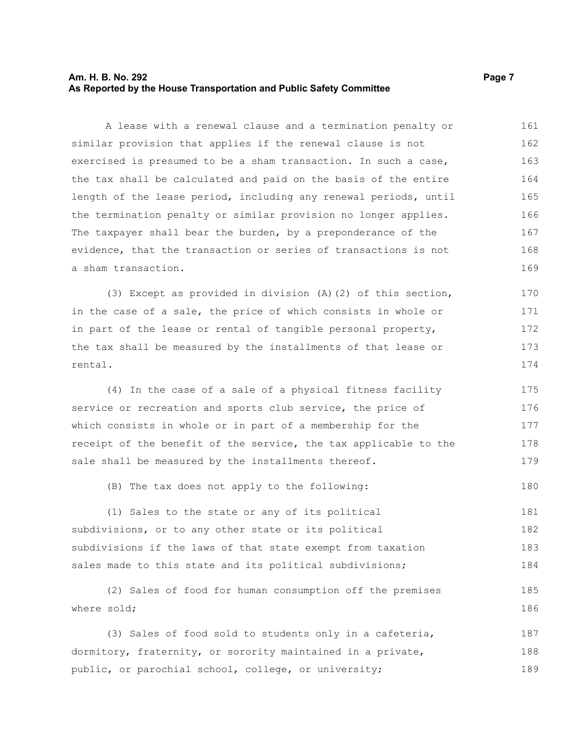A lease with a renewal clause and a termination penalty or similar provision that applies if the renewal clause is not exercised is presumed to be a sham transaction. In such a case, the tax shall be calculated and paid on the basis of the entire length of the lease period, including any renewal periods, until the termination penalty or similar provision no longer applies. The taxpayer shall bear the burden, by a preponderance of the evidence, that the transaction or series of transactions is not a sham transaction.

(3) Except as provided in division (A)(2) of this section, in the case of a sale, the price of which consists in whole or in part of the lease or rental of tangible personal property, the tax shall be measured by the installments of that lease or rental.

(4) In the case of a sale of a physical fitness facility service or recreation and sports club service, the price of which consists in whole or in part of a membership for the receipt of the benefit of the service, the tax applicable to the sale shall be measured by the installments thereof.

(B) The tax does not apply to the following:

(1) Sales to the state or any of its political subdivisions, or to any other state or its political subdivisions if the laws of that state exempt from taxation sales made to this state and its political subdivisions;

(2) Sales of food for human consumption off the premises where sold;

(3) Sales of food sold to students only in a cafeteria, dormitory, fraternity, or sorority maintained in a private, public, or parochial school, college, or university;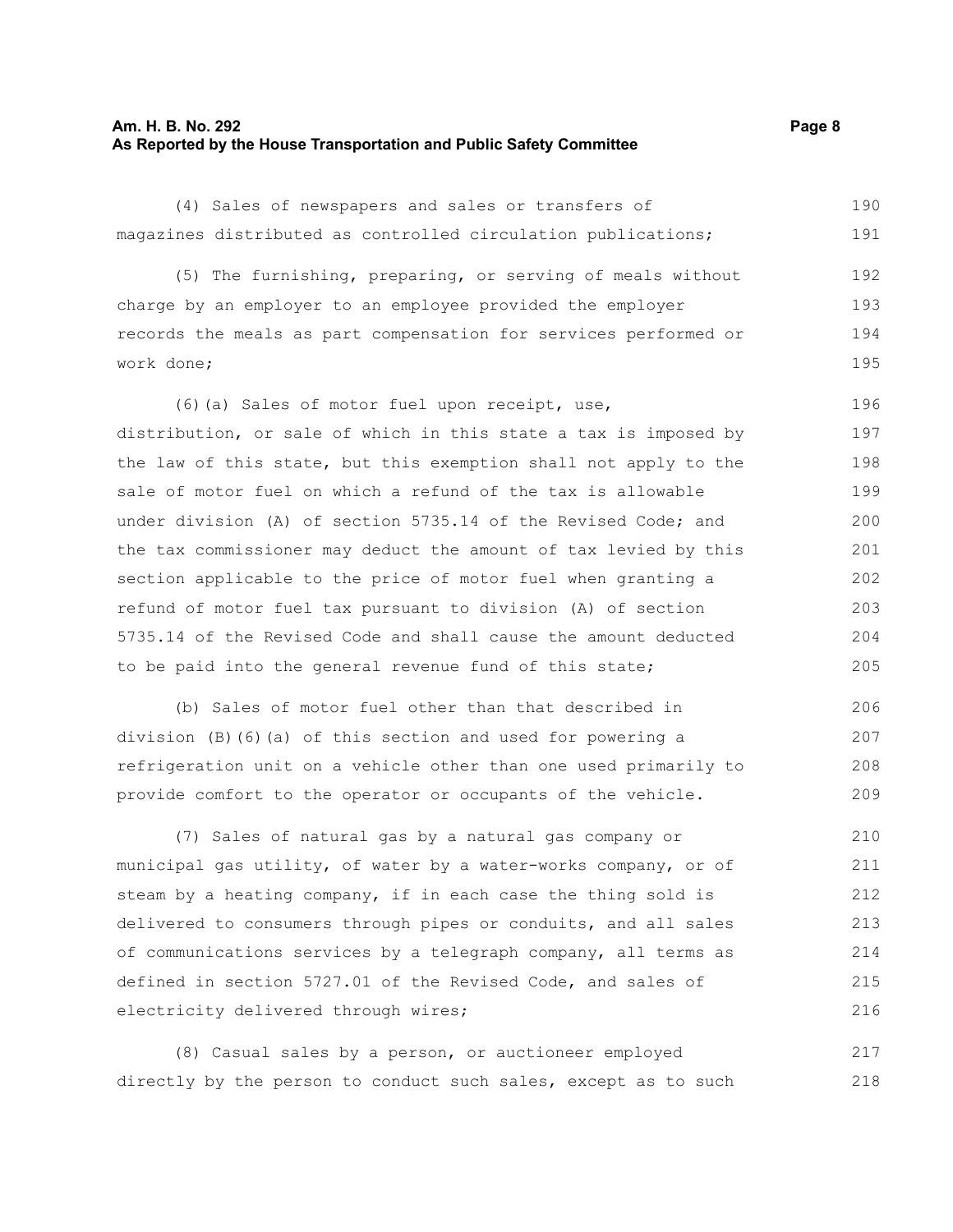(4) Sales of newspapers and sales or transfers of magazines distributed as controlled circulation publications;

(5) The furnishing, preparing, or serving of meals without charge by an employer to an employee provided the employer records the meals as part compensation for services performed or work done;

(6)(a) Sales of motor fuel upon receipt, use, distribution, or sale of which in this state a tax is imposed by the law of this state, but this exemption shall not apply to the sale of motor fuel on which a refund of the tax is allowable under division (A) of section 5735.14 of the Revised Code; and the tax commissioner may deduct the amount of tax levied by this section applicable to the price of motor fuel when granting a refund of motor fuel tax pursuant to division (A) of section 5735.14 of the Revised Code and shall cause the amount deducted to be paid into the general revenue fund of this state;

(b) Sales of motor fuel other than that described in division (B)(6)(a) of this section and used for powering a refrigeration unit on a vehicle other than one used primarily to provide comfort to the operator or occupants of the vehicle.

(7) Sales of natural gas by a natural gas company or municipal gas utility, of water by a water-works company, or of steam by a heating company, if in each case the thing sold is delivered to consumers through pipes or conduits, and all sales of communications services by a telegraph company, all terms as defined in section 5727.01 of the Revised Code, and sales of electricity delivered through wires;

(8) Casual sales by a person, or auctioneer employed directly by the person to conduct such sales, except as to such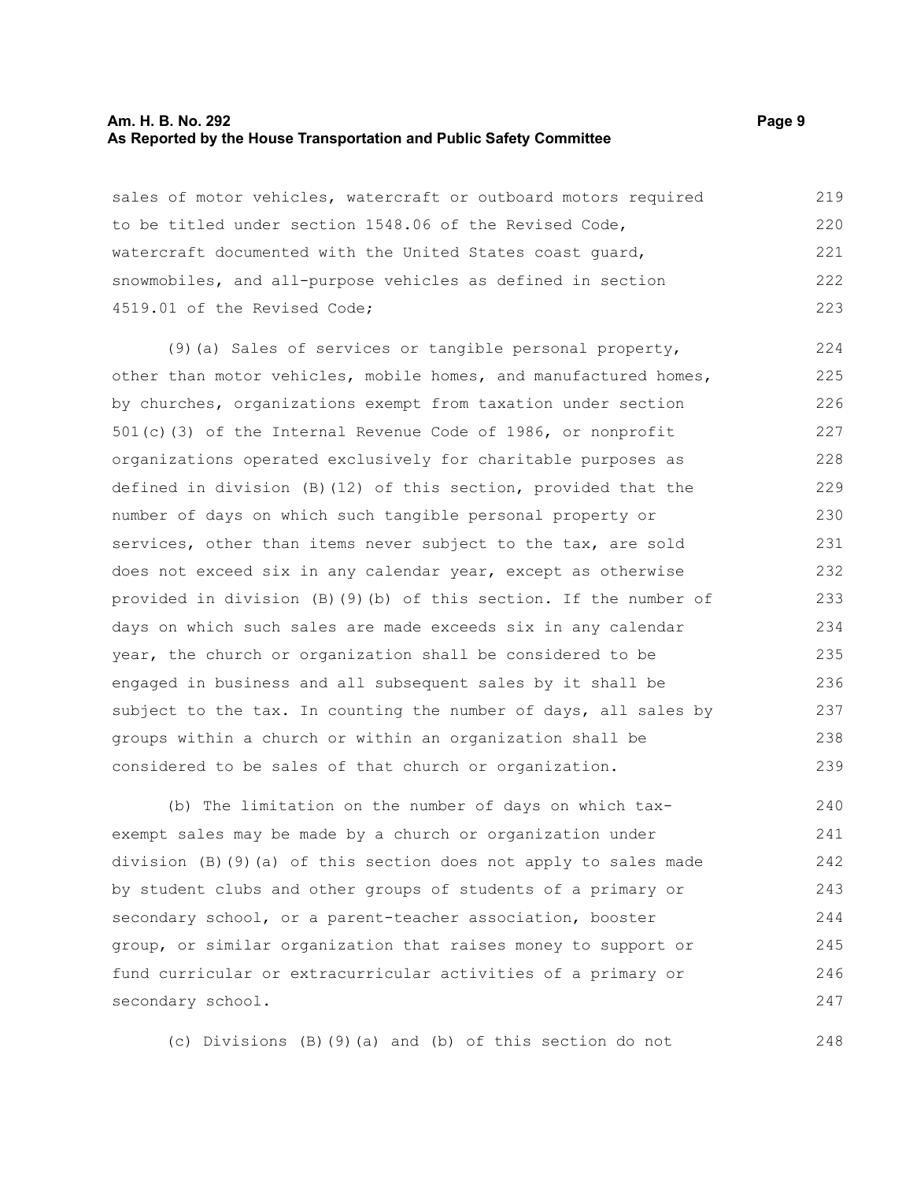sales of motor vehicles, watercraft or outboard motors required to be titled under section 1548.06 of the Revised Code, watercraft documented with the United States coast guard, snowmobiles, and all-purpose vehicles as defined in section 4519.01 of the Revised Code;

(9)(a) Sales of services or tangible personal property, other than motor vehicles, mobile homes, and manufactured homes, by churches, organizations exempt from taxation under section 501(c)(3) of the Internal Revenue Code of 1986, or nonprofit organizations operated exclusively for charitable purposes as defined in division (B)(12) of this section, provided that the number of days on which such tangible personal property or services, other than items never subject to the tax, are sold does not exceed six in any calendar year, except as otherwise provided in division (B)(9)(b) of this section. If the number of days on which such sales are made exceeds six in any calendar year, the church or organization shall be considered to be engaged in business and all subsequent sales by it shall be subject to the tax. In counting the number of days, all sales by groups within a church or within an organization shall be considered to be sales of that church or organization.

(b) The limitation on the number of days on which tax-exempt sales may be made by a church or organization under division (B)(9)(a) of this section does not apply to sales made by student clubs and other groups of students of a primary or secondary school, or a parent-teacher association, booster group, or similar organization that raises money to support or fund curricular or extracurricular activities of a primary or secondary school.

(c) Divisions (B)(9)(a) and (b) of this section do not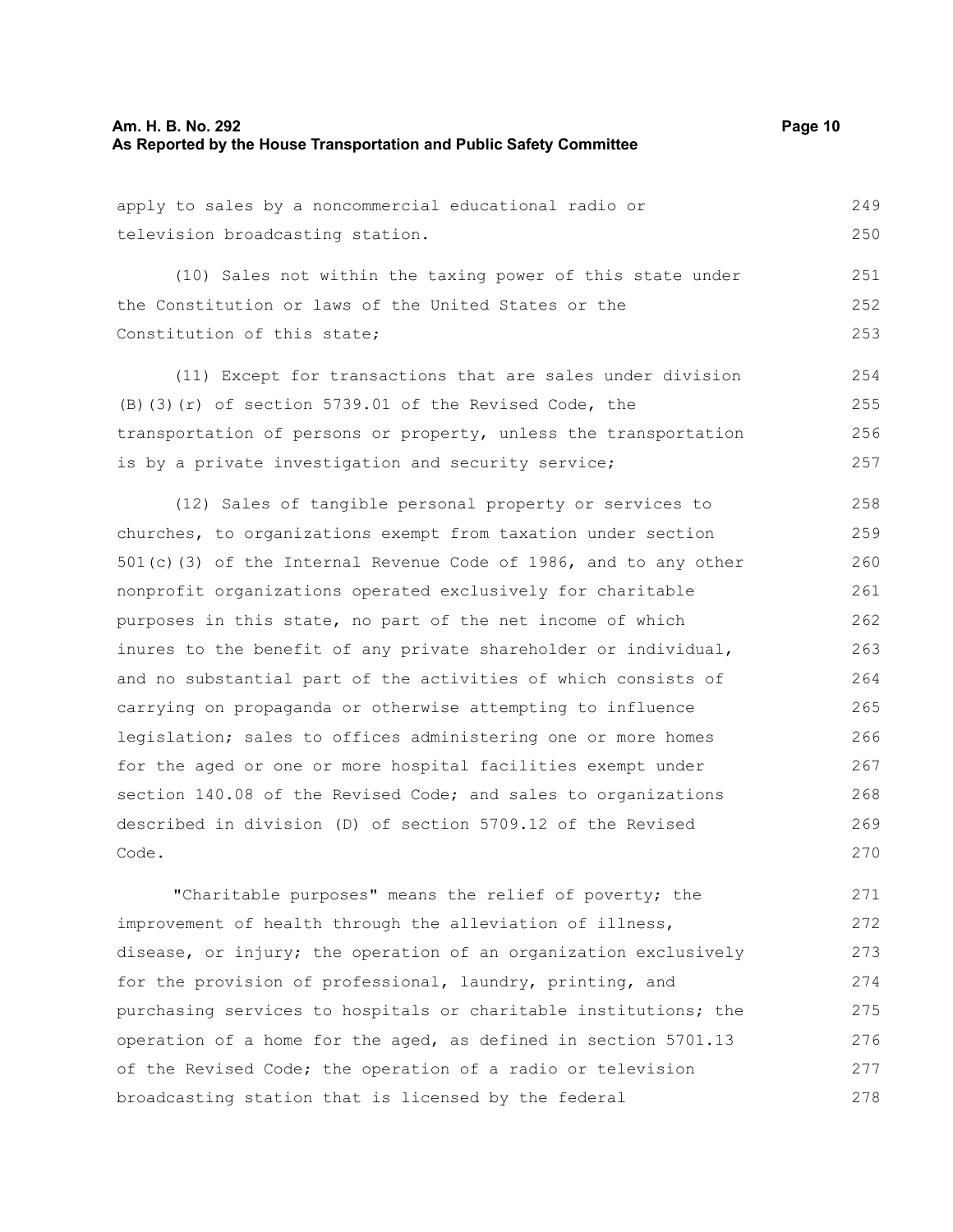apply to sales by a noncommercial educational radio or television broadcasting station.

(10) Sales not within the taxing power of this state under the Constitution or laws of the United States or the Constitution of this state;

(11) Except for transactions that are sales under division (B)(3)(r) of section 5739.01 of the Revised Code, the transportation of persons or property, unless the transportation is by a private investigation and security service;

(12) Sales of tangible personal property or services to churches, to organizations exempt from taxation under section 501(c)(3) of the Internal Revenue Code of 1986, and to any other nonprofit organizations operated exclusively for charitable purposes in this state, no part of the net income of which inures to the benefit of any private shareholder or individual, and no substantial part of the activities of which consists of carrying on propaganda or otherwise attempting to influence legislation; sales to offices administering one or more homes for the aged or one or more hospital facilities exempt under section 140.08 of the Revised Code; and sales to organizations described in division (D) of section 5709.12 of the Revised Code.

"Charitable purposes" means the relief of poverty; the improvement of health through the alleviation of illness, disease, or injury; the operation of an organization exclusively for the provision of professional, laundry, printing, and purchasing services to hospitals or charitable institutions; the operation of a home for the aged, as defined in section 5701.13 of the Revised Code; the operation of a radio or television broadcasting station that is licensed by the federal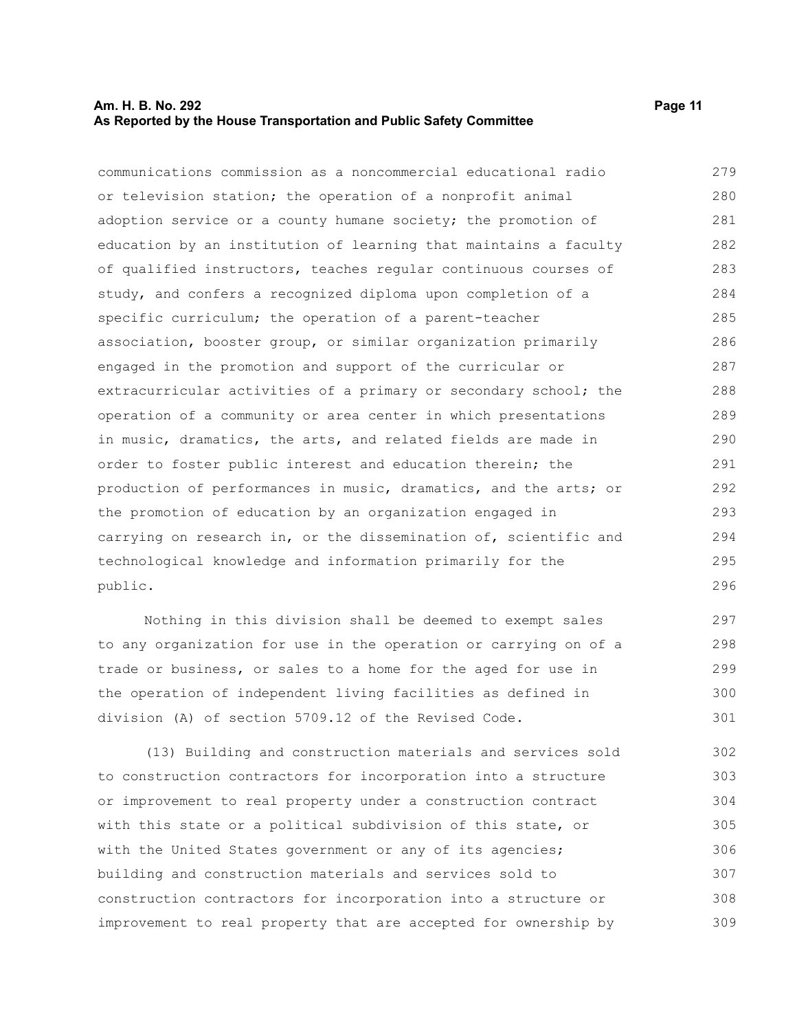communications commission as a noncommercial educational radio or television station; the operation of a nonprofit animal adoption service or a county humane society; the promotion of education by an institution of learning that maintains a faculty of qualified instructors, teaches regular continuous courses of study, and confers a recognized diploma upon completion of a specific curriculum; the operation of a parent-teacher association, booster group, or similar organization primarily engaged in the promotion and support of the curricular or extracurricular activities of a primary or secondary school; the operation of a community or area center in which presentations in music, dramatics, the arts, and related fields are made in order to foster public interest and education therein; the production of performances in music, dramatics, and the arts; or the promotion of education by an organization engaged in carrying on research in, or the dissemination of, scientific and technological knowledge and information primarily for the public.

Nothing in this division shall be deemed to exempt sales to any organization for use in the operation or carrying on of a trade or business, or sales to a home for the aged for use in the operation of independent living facilities as defined in division (A) of section 5709.12 of the Revised Code.

(13) Building and construction materials and services sold to construction contractors for incorporation into a structure or improvement to real property under a construction contract with this state or a political subdivision of this state, or with the United States government or any of its agencies; building and construction materials and services sold to construction contractors for incorporation into a structure or improvement to real property that are accepted for ownership by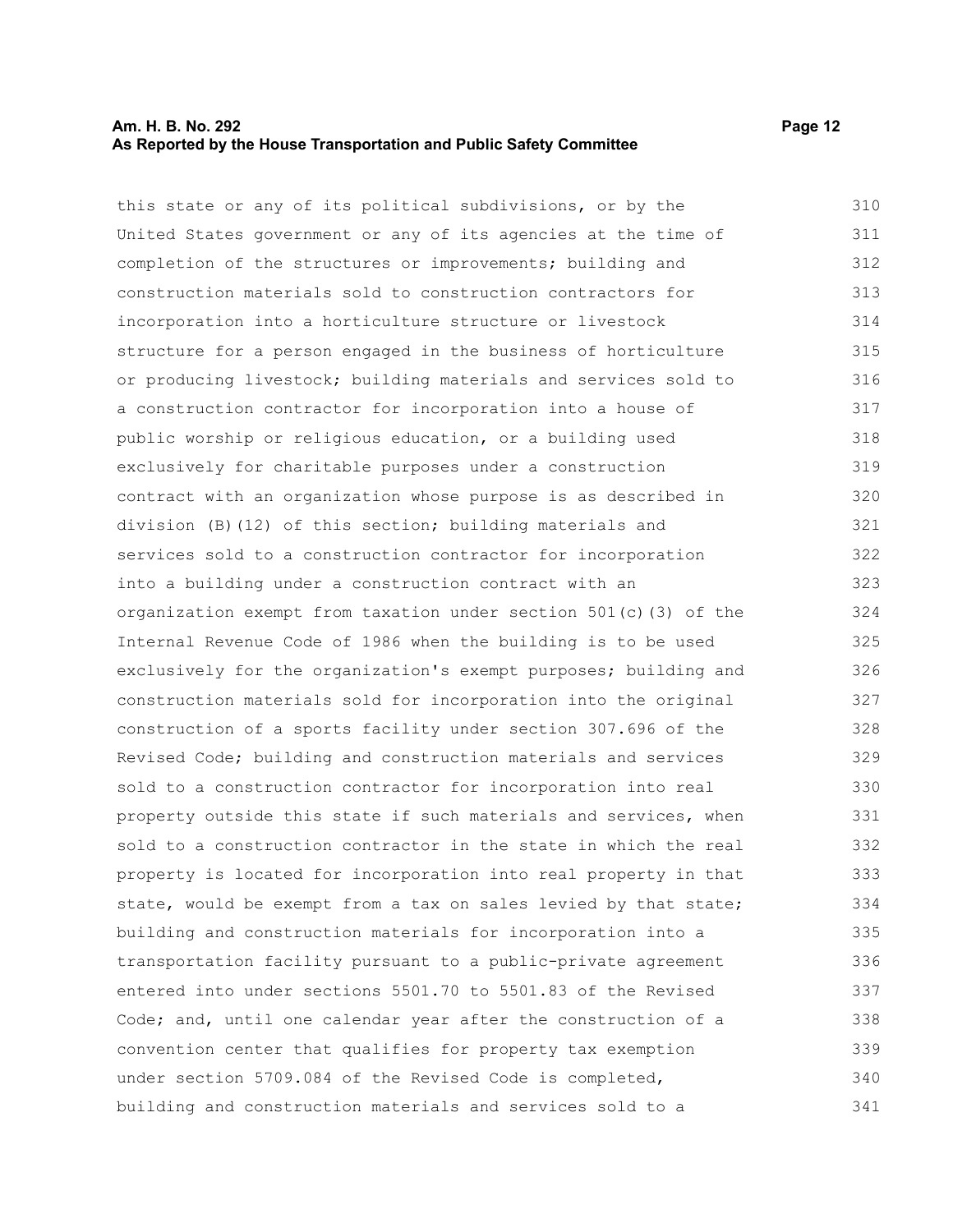this state or any of its political subdivisions, or by the United States government or any of its agencies at the time of completion of the structures or improvements; building and construction materials sold to construction contractors for incorporation into a horticulture structure or livestock structure for a person engaged in the business of horticulture or producing livestock; building materials and services sold to a construction contractor for incorporation into a house of public worship or religious education, or a building used exclusively for charitable purposes under a construction contract with an organization whose purpose is as described in division (B)(12) of this section; building materials and services sold to a construction contractor for incorporation into a building under a construction contract with an organization exempt from taxation under section 501(c)(3) of the Internal Revenue Code of 1986 when the building is to be used exclusively for the organization's exempt purposes; building and construction materials sold for incorporation into the original construction of a sports facility under section 307.696 of the Revised Code; building and construction materials and services sold to a construction contractor for incorporation into real property outside this state if such materials and services, when sold to a construction contractor in the state in which the real property is located for incorporation into real property in that state, would be exempt from a tax on sales levied by that state; building and construction materials for incorporation into a transportation facility pursuant to a public-private agreement entered into under sections 5501.70 to 5501.83 of the Revised Code; and, until one calendar year after the construction of a convention center that qualifies for property tax exemption under section 5709.084 of the Revised Code is completed, building and construction materials and services sold to a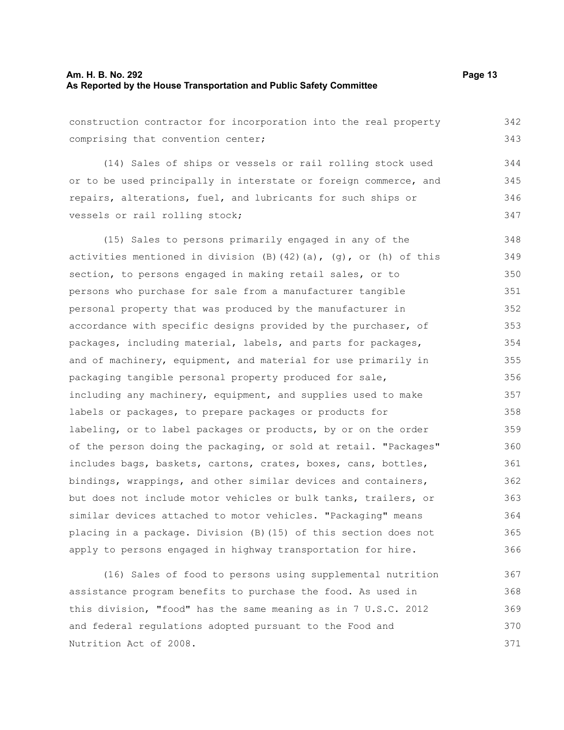construction contractor for incorporation into the real property comprising that convention center;

(14) Sales of ships or vessels or rail rolling stock used or to be used principally in interstate or foreign commerce, and repairs, alterations, fuel, and lubricants for such ships or vessels or rail rolling stock;

(15) Sales to persons primarily engaged in any of the activities mentioned in division (B)(42)(a), (g), or (h) of this section, to persons engaged in making retail sales, or to persons who purchase for sale from a manufacturer tangible personal property that was produced by the manufacturer in accordance with specific designs provided by the purchaser, of packages, including material, labels, and parts for packages, and of machinery, equipment, and material for use primarily in packaging tangible personal property produced for sale, including any machinery, equipment, and supplies used to make labels or packages, to prepare packages or products for labeling, or to label packages or products, by or on the order of the person doing the packaging, or sold at retail. "Packages" includes bags, baskets, cartons, crates, boxes, cans, bottles, bindings, wrappings, and other similar devices and containers, but does not include motor vehicles or bulk tanks, trailers, or similar devices attached to motor vehicles. "Packaging" means placing in a package. Division (B)(15) of this section does not apply to persons engaged in highway transportation for hire.

(16) Sales of food to persons using supplemental nutrition assistance program benefits to purchase the food. As used in this division, "food" has the same meaning as in 7 U.S.C. 2012 and federal regulations adopted pursuant to the Food and Nutrition Act of 2008.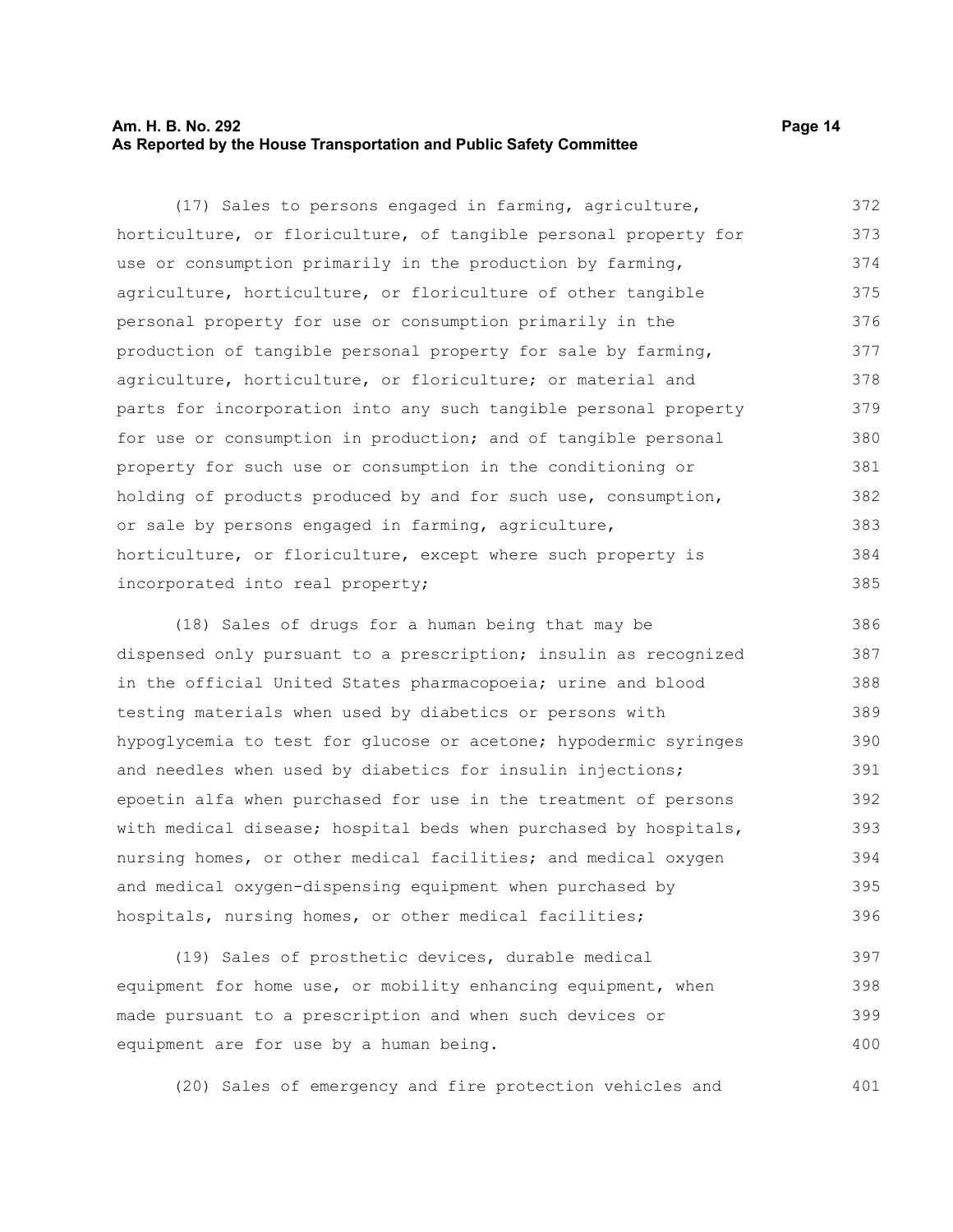(17) Sales to persons engaged in farming, agriculture, horticulture, or floriculture, of tangible personal property for use or consumption primarily in the production by farming, agriculture, horticulture, or floriculture of other tangible personal property for use or consumption primarily in the production of tangible personal property for sale by farming, agriculture, horticulture, or floriculture; or material and parts for incorporation into any such tangible personal property for use or consumption in production; and of tangible personal property for such use or consumption in the conditioning or holding of products produced by and for such use, consumption, or sale by persons engaged in farming, agriculture, horticulture, or floriculture, except where such property is incorporated into real property;

(18) Sales of drugs for a human being that may be dispensed only pursuant to a prescription; insulin as recognized in the official United States pharmacopoeia; urine and blood testing materials when used by diabetics or persons with hypoglycemia to test for glucose or acetone; hypodermic syringes and needles when used by diabetics for insulin injections; epoetin alfa when purchased for use in the treatment of persons with medical disease; hospital beds when purchased by hospitals, nursing homes, or other medical facilities; and medical oxygen and medical oxygen-dispensing equipment when purchased by hospitals, nursing homes, or other medical facilities;

(19) Sales of prosthetic devices, durable medical equipment for home use, or mobility enhancing equipment, when made pursuant to a prescription and when such devices or equipment are for use by a human being.

(20) Sales of emergency and fire protection vehicles and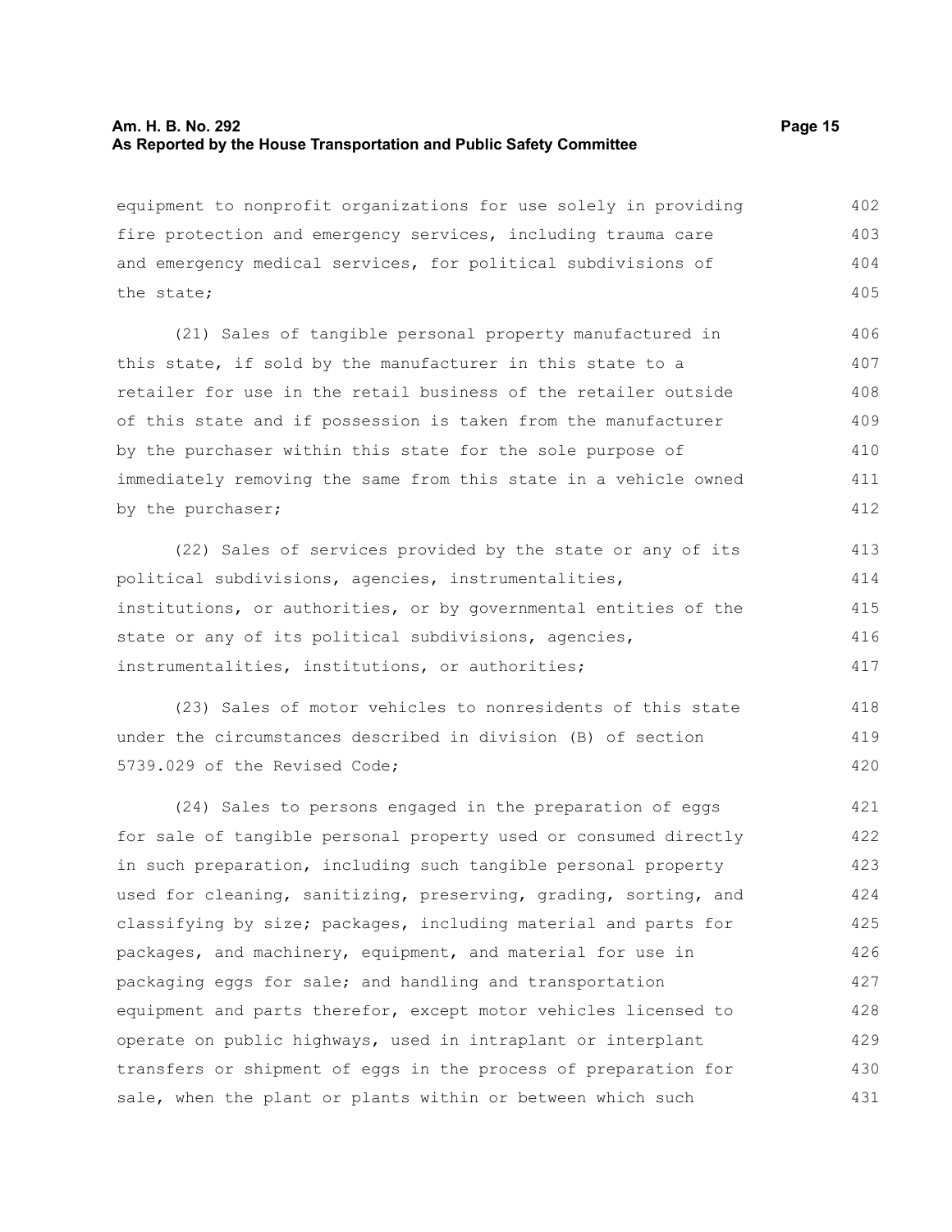equipment to nonprofit organizations for use solely in providing fire protection and emergency services, including trauma care and emergency medical services, for political subdivisions of the state;

(21) Sales of tangible personal property manufactured in this state, if sold by the manufacturer in this state to a retailer for use in the retail business of the retailer outside of this state and if possession is taken from the manufacturer by the purchaser within this state for the sole purpose of immediately removing the same from this state in a vehicle owned by the purchaser;

(22) Sales of services provided by the state or any of its political subdivisions, agencies, instrumentalities, institutions, or authorities, or by governmental entities of the state or any of its political subdivisions, agencies, instrumentalities, institutions, or authorities;

(23) Sales of motor vehicles to nonresidents of this state under the circumstances described in division (B) of section 5739.029 of the Revised Code;

(24) Sales to persons engaged in the preparation of eggs for sale of tangible personal property used or consumed directly in such preparation, including such tangible personal property used for cleaning, sanitizing, preserving, grading, sorting, and classifying by size; packages, including material and parts for packages, and machinery, equipment, and material for use in packaging eggs for sale; and handling and transportation equipment and parts therefor, except motor vehicles licensed to operate on public highways, used in intraplant or interplant transfers or shipment of eggs in the process of preparation for sale, when the plant or plants within or between which such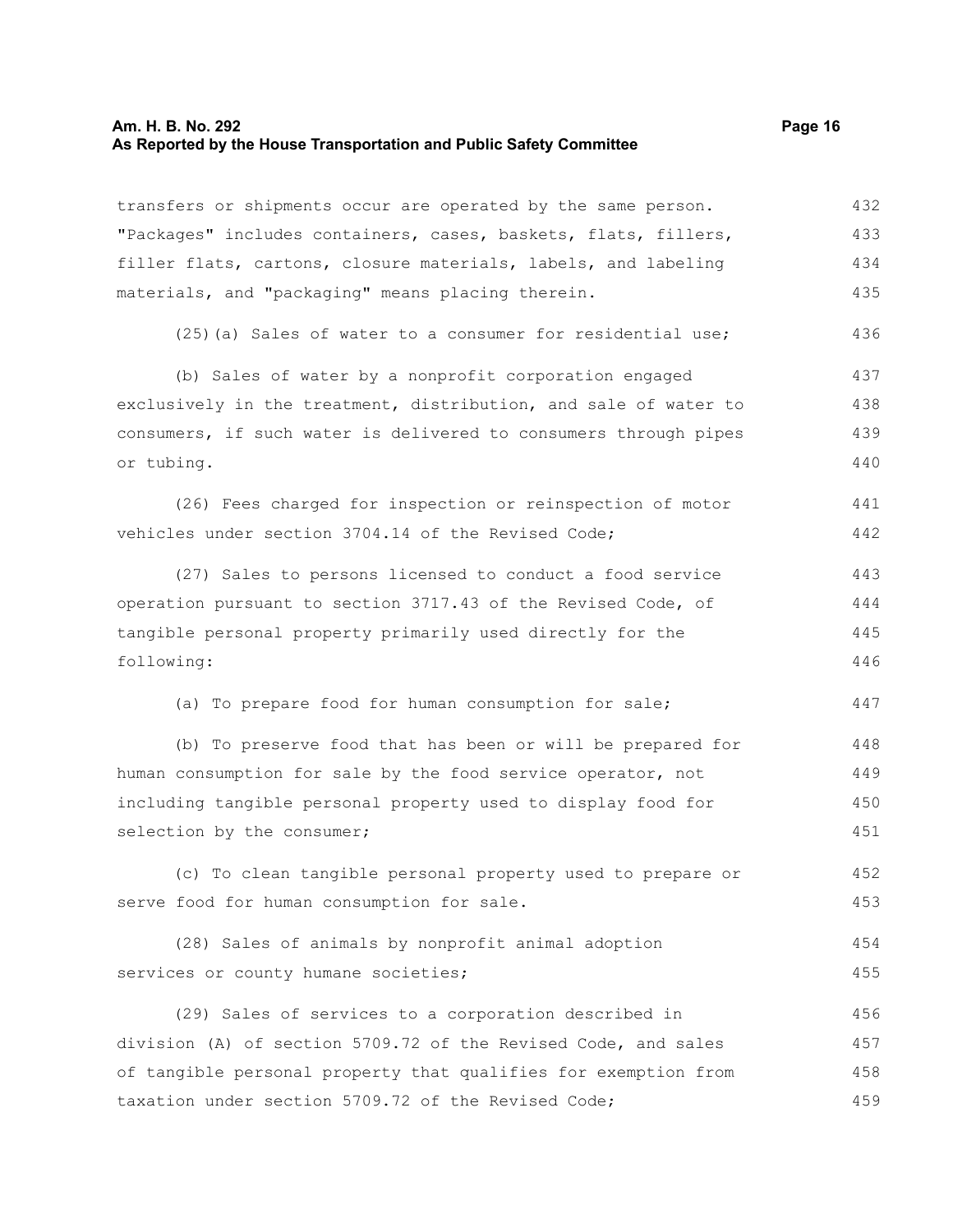transfers or shipments occur are operated by the same person. "Packages" includes containers, cases, baskets, flats, fillers, filler flats, cartons, closure materials, labels, and labeling materials, and "packaging" means placing therein.

(25)(a) Sales of water to a consumer for residential use;

(b) Sales of water by a nonprofit corporation engaged exclusively in the treatment, distribution, and sale of water to consumers, if such water is delivered to consumers through pipes or tubing.

(26) Fees charged for inspection or reinspection of motor vehicles under section 3704.14 of the Revised Code;

(27) Sales to persons licensed to conduct a food service operation pursuant to section 3717.43 of the Revised Code, of tangible personal property primarily used directly for the following:

(a) To prepare food for human consumption for sale;

(b) To preserve food that has been or will be prepared for human consumption for sale by the food service operator, not including tangible personal property used to display food for selection by the consumer;

(c) To clean tangible personal property used to prepare or serve food for human consumption for sale.

(28) Sales of animals by nonprofit animal adoption services or county humane societies;

(29) Sales of services to a corporation described in division (A) of section 5709.72 of the Revised Code, and sales of tangible personal property that qualifies for exemption from taxation under section 5709.72 of the Revised Code;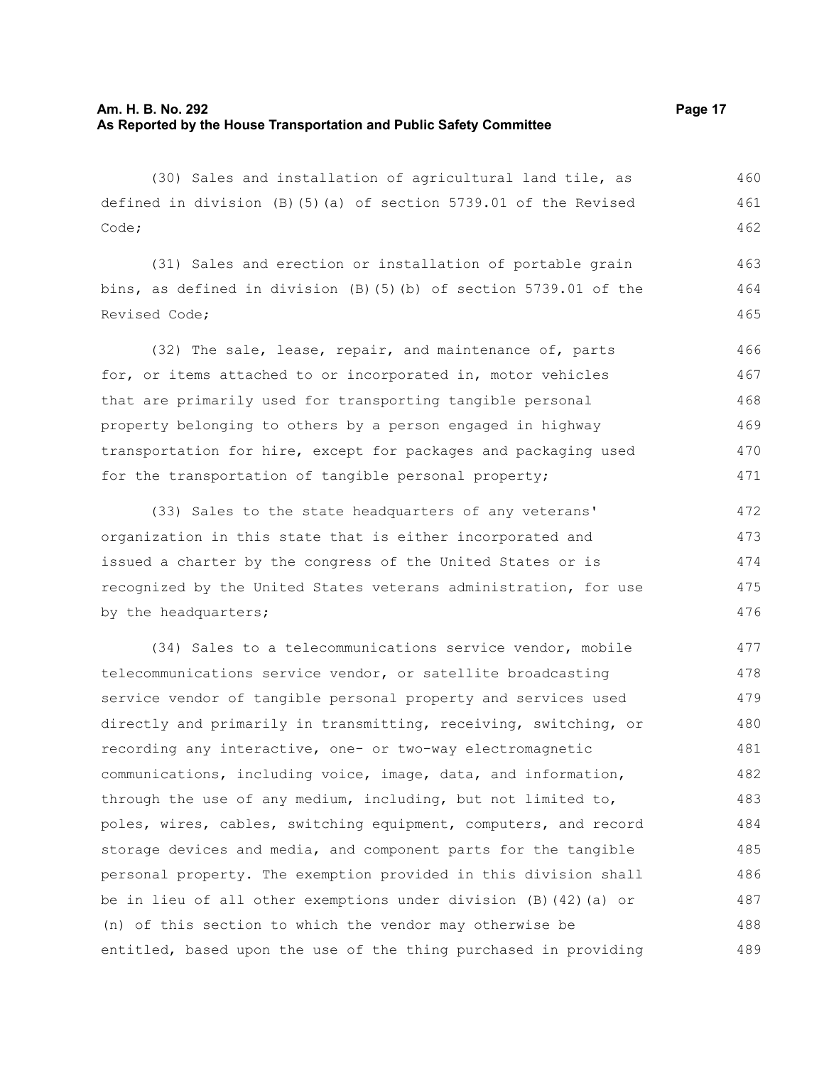(30) Sales and installation of agricultural land tile, as defined in division (B)(5)(a) of section 5739.01 of the Revised Code;

(31) Sales and erection or installation of portable grain bins, as defined in division (B)(5)(b) of section 5739.01 of the Revised Code;

(32) The sale, lease, repair, and maintenance of, parts for, or items attached to or incorporated in, motor vehicles that are primarily used for transporting tangible personal property belonging to others by a person engaged in highway transportation for hire, except for packages and packaging used for the transportation of tangible personal property;

(33) Sales to the state headquarters of any veterans' organization in this state that is either incorporated and issued a charter by the congress of the United States or is recognized by the United States veterans administration, for use by the headquarters;

(34) Sales to a telecommunications service vendor, mobile telecommunications service vendor, or satellite broadcasting service vendor of tangible personal property and services used directly and primarily in transmitting, receiving, switching, or recording any interactive, one- or two-way electromagnetic communications, including voice, image, data, and information, through the use of any medium, including, but not limited to, poles, wires, cables, switching equipment, computers, and record storage devices and media, and component parts for the tangible personal property. The exemption provided in this division shall be in lieu of all other exemptions under division (B)(42)(a) or (n) of this section to which the vendor may otherwise be entitled, based upon the use of the thing purchased in providing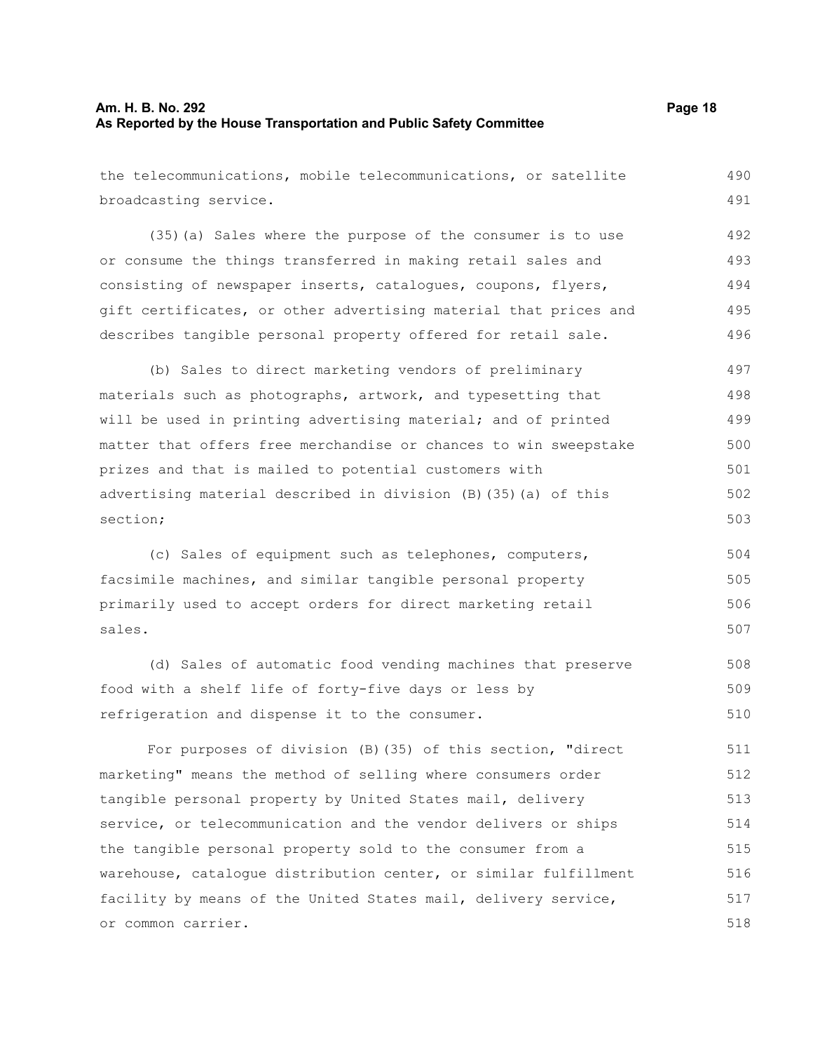the telecommunications, mobile telecommunications, or satellite broadcasting service.

(35)(a) Sales where the purpose of the consumer is to use or consume the things transferred in making retail sales and consisting of newspaper inserts, catalogues, coupons, flyers, gift certificates, or other advertising material that prices and describes tangible personal property offered for retail sale.

(b) Sales to direct marketing vendors of preliminary materials such as photographs, artwork, and typesetting that will be used in printing advertising material; and of printed matter that offers free merchandise or chances to win sweepstake prizes and that is mailed to potential customers with advertising material described in division (B)(35)(a) of this section;

(c) Sales of equipment such as telephones, computers, facsimile machines, and similar tangible personal property primarily used to accept orders for direct marketing retail sales.

(d) Sales of automatic food vending machines that preserve food with a shelf life of forty-five days or less by refrigeration and dispense it to the consumer.

For purposes of division (B)(35) of this section, "direct marketing" means the method of selling where consumers order tangible personal property by United States mail, delivery service, or telecommunication and the vendor delivers or ships the tangible personal property sold to the consumer from a warehouse, catalogue distribution center, or similar fulfillment facility by means of the United States mail, delivery service, or common carrier.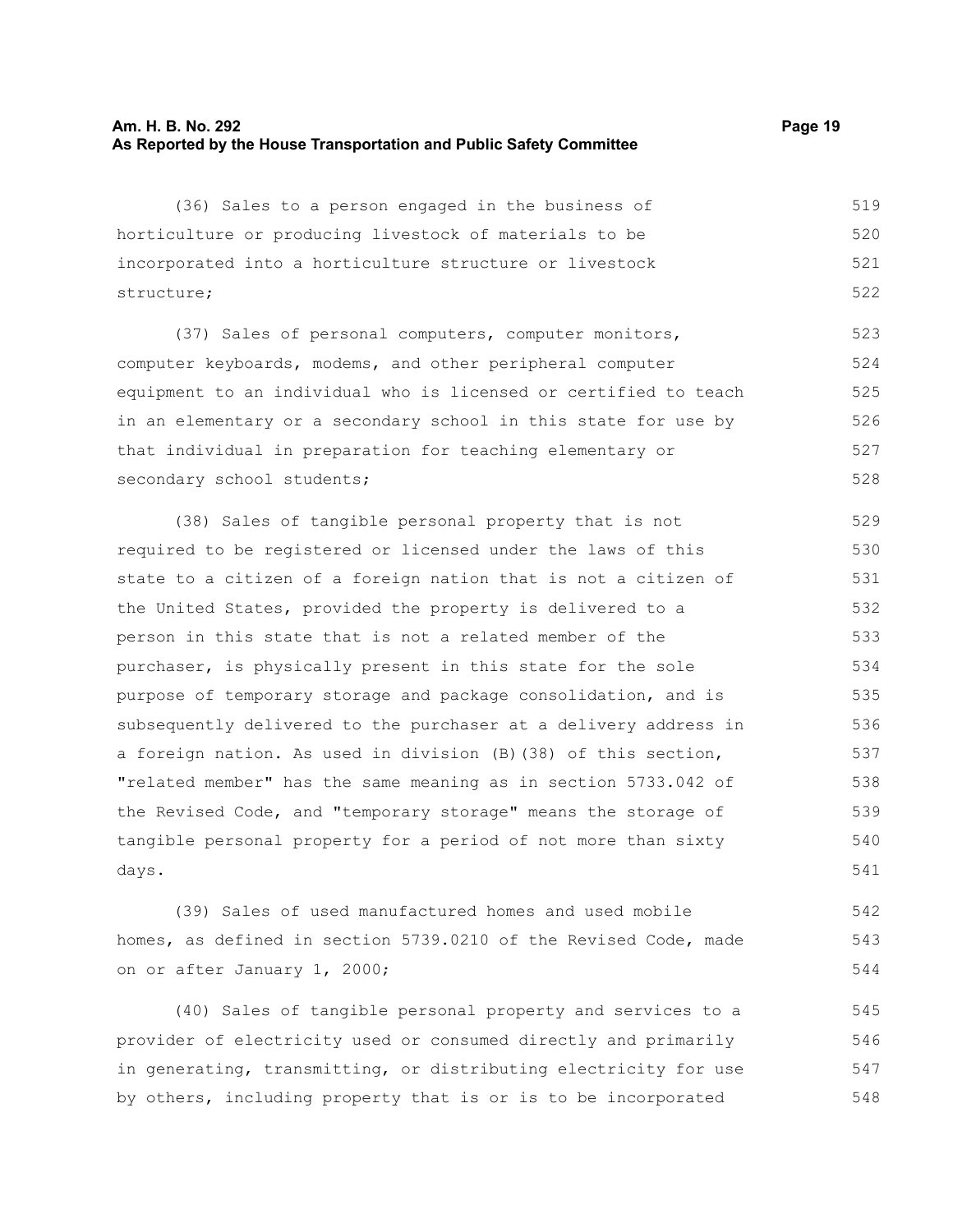(36) Sales to a person engaged in the business of horticulture or producing livestock of materials to be incorporated into a horticulture structure or livestock structure;

(37) Sales of personal computers, computer monitors, computer keyboards, modems, and other peripheral computer equipment to an individual who is licensed or certified to teach in an elementary or a secondary school in this state for use by that individual in preparation for teaching elementary or secondary school students;

(38) Sales of tangible personal property that is not required to be registered or licensed under the laws of this state to a citizen of a foreign nation that is not a citizen of the United States, provided the property is delivered to a person in this state that is not a related member of the purchaser, is physically present in this state for the sole purpose of temporary storage and package consolidation, and is subsequently delivered to the purchaser at a delivery address in a foreign nation. As used in division (B)(38) of this section, "related member" has the same meaning as in section 5733.042 of the Revised Code, and "temporary storage" means the storage of tangible personal property for a period of not more than sixty days.

(39) Sales of used manufactured homes and used mobile homes, as defined in section 5739.0210 of the Revised Code, made on or after January 1, 2000;

(40) Sales of tangible personal property and services to a provider of electricity used or consumed directly and primarily in generating, transmitting, or distributing electricity for use by others, including property that is or is to be incorporated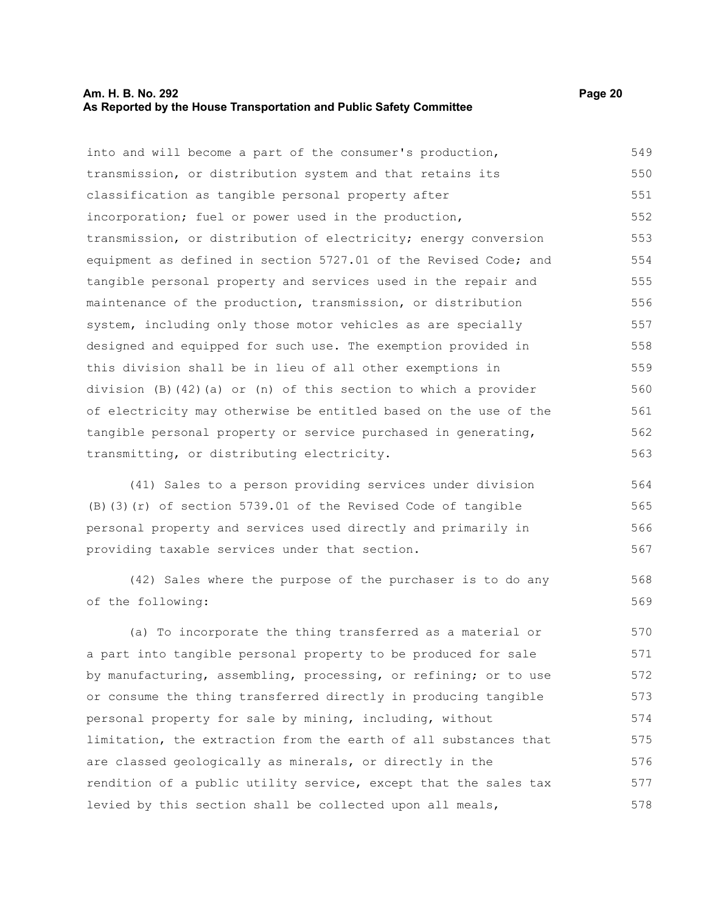into and will become a part of the consumer's production, transmission, or distribution system and that retains its classification as tangible personal property after incorporation; fuel or power used in the production, transmission, or distribution of electricity; energy conversion equipment as defined in section 5727.01 of the Revised Code; and tangible personal property and services used in the repair and maintenance of the production, transmission, or distribution system, including only those motor vehicles as are specially designed and equipped for such use. The exemption provided in this division shall be in lieu of all other exemptions in division (B)(42)(a) or (n) of this section to which a provider of electricity may otherwise be entitled based on the use of the tangible personal property or service purchased in generating, transmitting, or distributing electricity.

(41) Sales to a person providing services under division (B)(3)(r) of section 5739.01 of the Revised Code of tangible personal property and services used directly and primarily in providing taxable services under that section.

(42) Sales where the purpose of the purchaser is to do any of the following:

(a) To incorporate the thing transferred as a material or a part into tangible personal property to be produced for sale by manufacturing, assembling, processing, or refining; or to use or consume the thing transferred directly in producing tangible personal property for sale by mining, including, without limitation, the extraction from the earth of all substances that are classed geologically as minerals, or directly in the rendition of a public utility service, except that the sales tax levied by this section shall be collected upon all meals,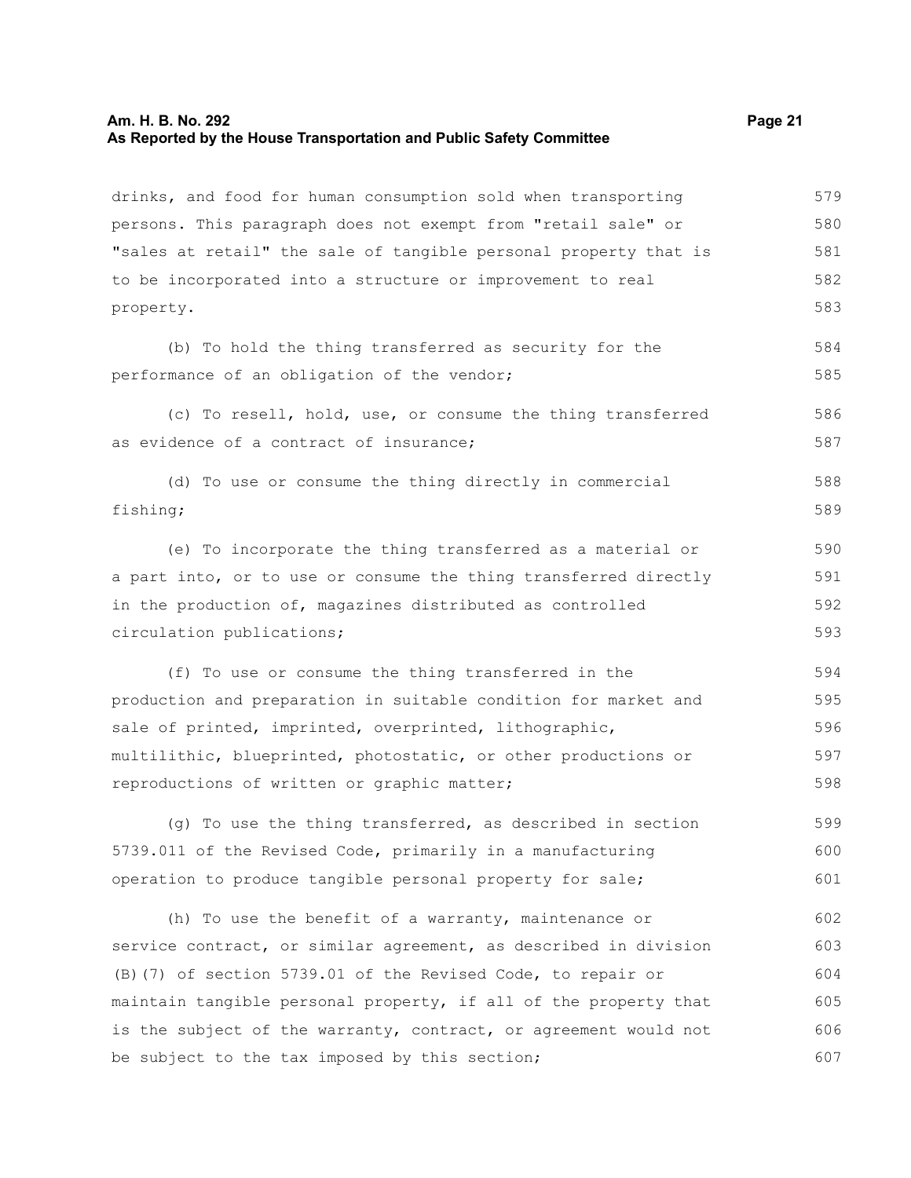drinks, and food for human consumption sold when transporting persons. This paragraph does not exempt from "retail sale" or "sales at retail" the sale of tangible personal property that is to be incorporated into a structure or improvement to real property.

(b) To hold the thing transferred as security for the performance of an obligation of the vendor;

(c) To resell, hold, use, or consume the thing transferred as evidence of a contract of insurance;

(d) To use or consume the thing directly in commercial fishing;

(e) To incorporate the thing transferred as a material or a part into, or to use or consume the thing transferred directly in the production of, magazines distributed as controlled circulation publications;

(f) To use or consume the thing transferred in the production and preparation in suitable condition for market and sale of printed, imprinted, overprinted, lithographic, multilithic, blueprinted, photostatic, or other productions or reproductions of written or graphic matter;

(g) To use the thing transferred, as described in section 5739.011 of the Revised Code, primarily in a manufacturing operation to produce tangible personal property for sale;

(h) To use the benefit of a warranty, maintenance or service contract, or similar agreement, as described in division (B)(7) of section 5739.01 of the Revised Code, to repair or maintain tangible personal property, if all of the property that is the subject of the warranty, contract, or agreement would not be subject to the tax imposed by this section;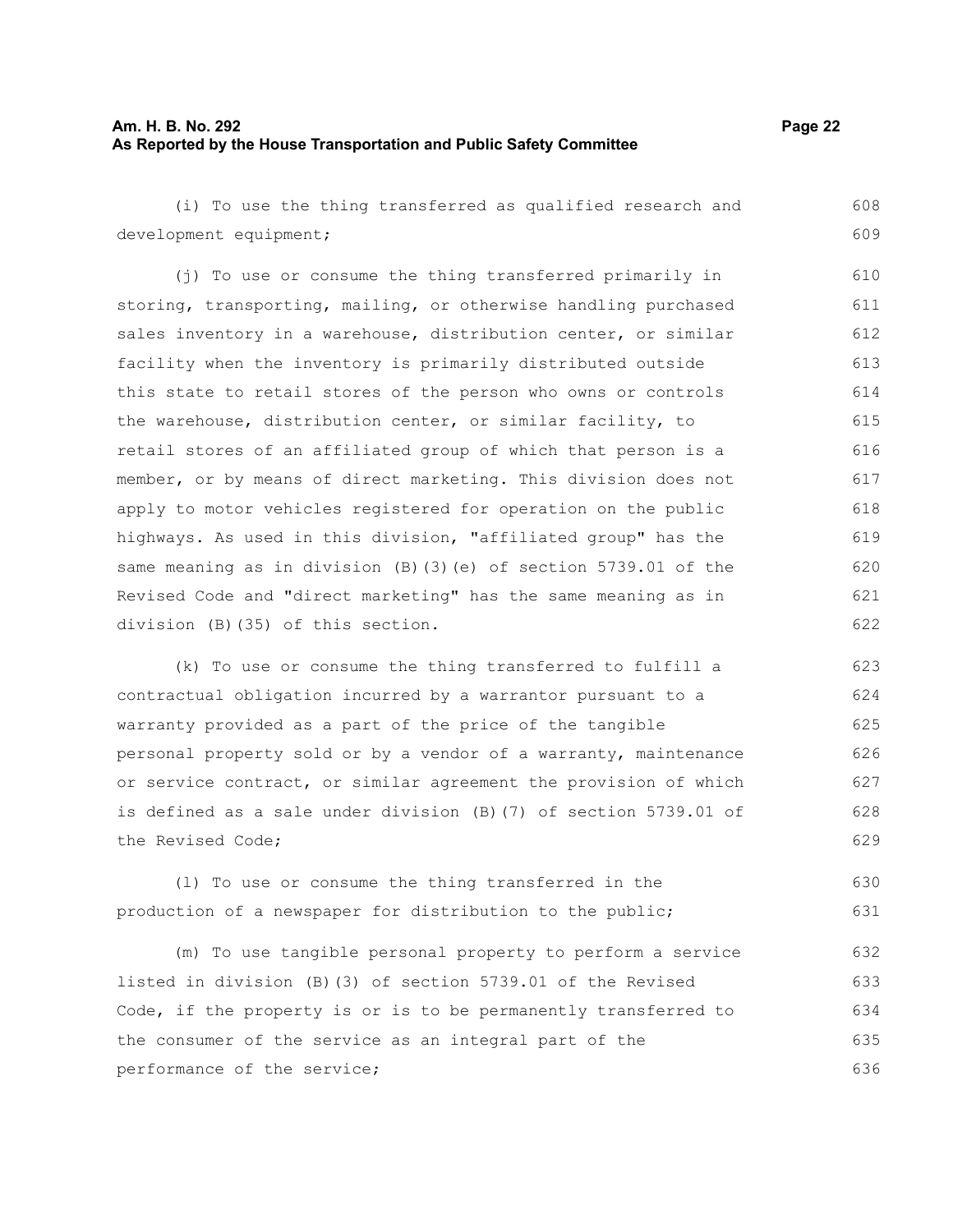(i) To use the thing transferred as qualified research and development equipment;

(j) To use or consume the thing transferred primarily in storing, transporting, mailing, or otherwise handling purchased sales inventory in a warehouse, distribution center, or similar facility when the inventory is primarily distributed outside this state to retail stores of the person who owns or controls the warehouse, distribution center, or similar facility, to retail stores of an affiliated group of which that person is a member, or by means of direct marketing. This division does not apply to motor vehicles registered for operation on the public highways. As used in this division, "affiliated group" has the same meaning as in division (B)(3)(e) of section 5739.01 of the Revised Code and "direct marketing" has the same meaning as in division (B)(35) of this section.

(k) To use or consume the thing transferred to fulfill a contractual obligation incurred by a warrantor pursuant to a warranty provided as a part of the price of the tangible personal property sold or by a vendor of a warranty, maintenance or service contract, or similar agreement the provision of which is defined as a sale under division (B)(7) of section 5739.01 of the Revised Code;

(l) To use or consume the thing transferred in the production of a newspaper for distribution to the public;

(m) To use tangible personal property to perform a service listed in division (B)(3) of section 5739.01 of the Revised Code, if the property is or is to be permanently transferred to the consumer of the service as an integral part of the performance of the service;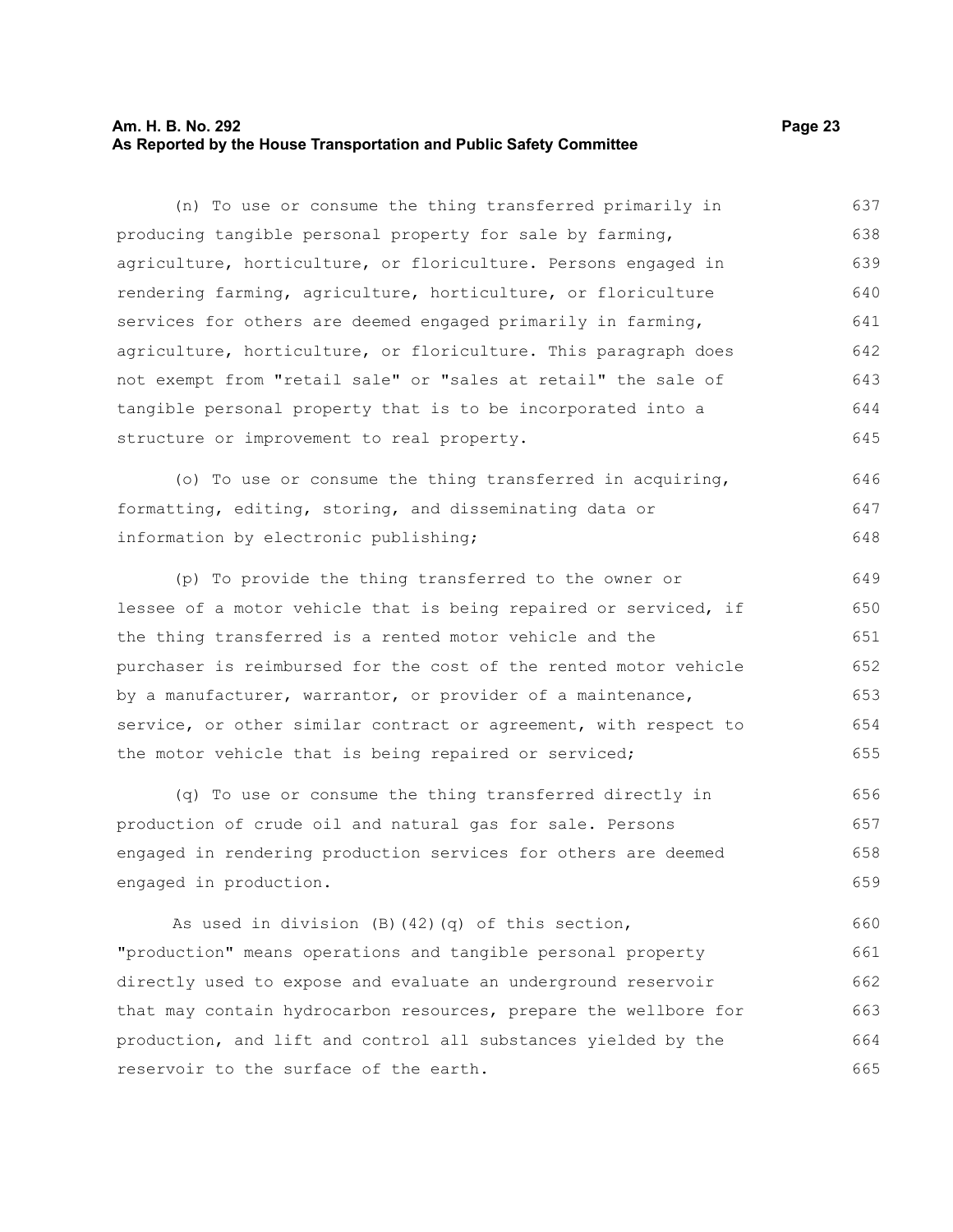(n) To use or consume the thing transferred primarily in producing tangible personal property for sale by farming, agriculture, horticulture, or floriculture. Persons engaged in rendering farming, agriculture, horticulture, or floriculture services for others are deemed engaged primarily in farming, agriculture, horticulture, or floriculture. This paragraph does not exempt from "retail sale" or "sales at retail" the sale of tangible personal property that is to be incorporated into a structure or improvement to real property.

(o) To use or consume the thing transferred in acquiring, formatting, editing, storing, and disseminating data or information by electronic publishing;

(p) To provide the thing transferred to the owner or lessee of a motor vehicle that is being repaired or serviced, if the thing transferred is a rented motor vehicle and the purchaser is reimbursed for the cost of the rented motor vehicle by a manufacturer, warrantor, or provider of a maintenance, service, or other similar contract or agreement, with respect to the motor vehicle that is being repaired or serviced;

(q) To use or consume the thing transferred directly in production of crude oil and natural gas for sale. Persons engaged in rendering production services for others are deemed engaged in production.

As used in division (B)(42)(q) of this section, "production" means operations and tangible personal property directly used to expose and evaluate an underground reservoir that may contain hydrocarbon resources, prepare the wellbore for production, and lift and control all substances yielded by the reservoir to the surface of the earth.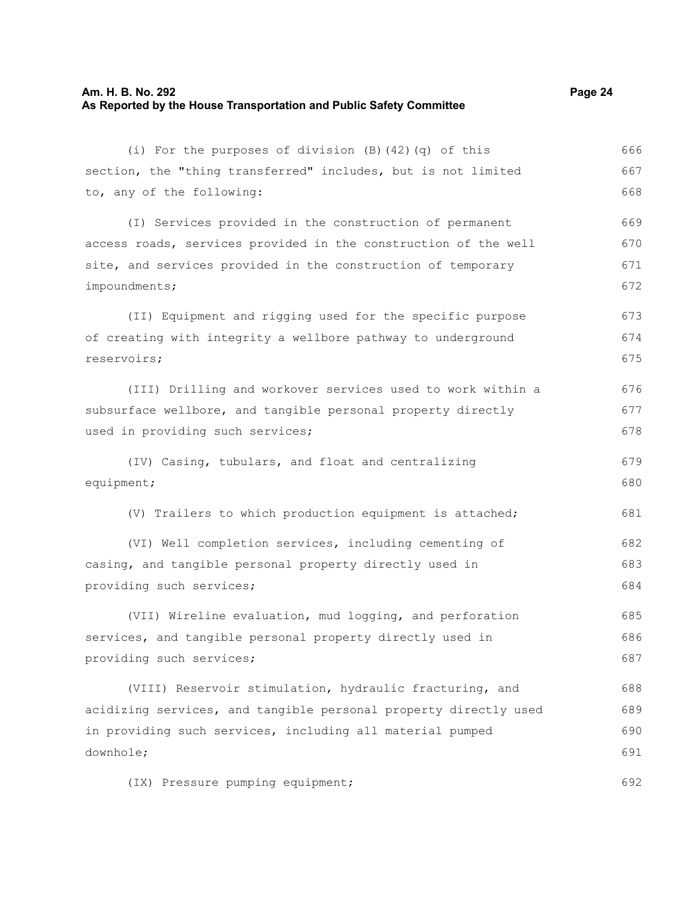(i) For the purposes of division (B)(42)(q) of this section, the "thing transferred" includes, but is not limited to, any of the following:

(I) Services provided in the construction of permanent access roads, services provided in the construction of the well site, and services provided in the construction of temporary impoundments;

(II) Equipment and rigging used for the specific purpose of creating with integrity a wellbore pathway to underground reservoirs;

(III) Drilling and workover services used to work within a subsurface wellbore, and tangible personal property directly used in providing such services;

(IV) Casing, tubulars, and float and centralizing equipment;

(V) Trailers to which production equipment is attached;

(VI) Well completion services, including cementing of casing, and tangible personal property directly used in providing such services;

(VII) Wireline evaluation, mud logging, and perforation services, and tangible personal property directly used in providing such services;

(VIII) Reservoir stimulation, hydraulic fracturing, and acidizing services, and tangible personal property directly used in providing such services, including all material pumped downhole;

(IX) Pressure pumping equipment;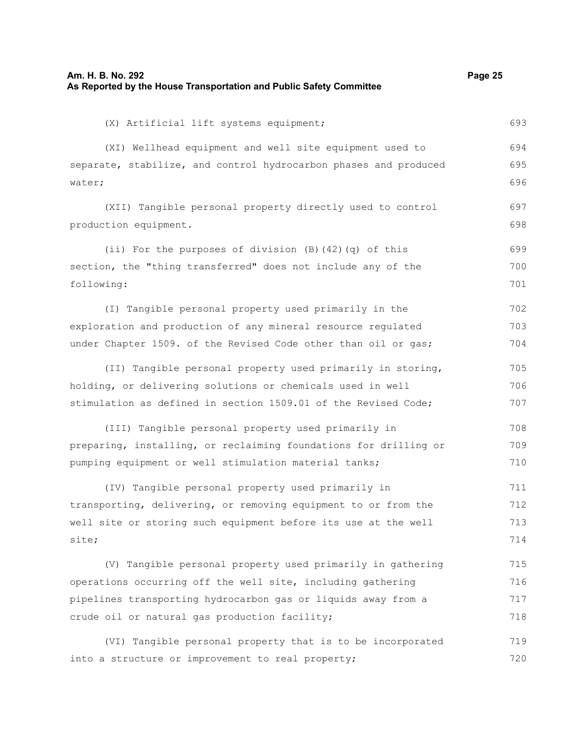(X) Artificial lift systems equipment;

(XI) Wellhead equipment and well site equipment used to separate, stabilize, and control hydrocarbon phases and produced water;

(XII) Tangible personal property directly used to control production equipment.

(ii) For the purposes of division (B)(42)(q) of this section, the "thing transferred" does not include any of the following:

(I) Tangible personal property used primarily in the exploration and production of any mineral resource regulated under Chapter 1509. of the Revised Code other than oil or gas;

(II) Tangible personal property used primarily in storing, holding, or delivering solutions or chemicals used in well stimulation as defined in section 1509.01 of the Revised Code;

(III) Tangible personal property used primarily in preparing, installing, or reclaiming foundations for drilling or pumping equipment or well stimulation material tanks;

(IV) Tangible personal property used primarily in transporting, delivering, or removing equipment to or from the well site or storing such equipment before its use at the well site;

(V) Tangible personal property used primarily in gathering operations occurring off the well site, including gathering pipelines transporting hydrocarbon gas or liquids away from a crude oil or natural gas production facility;

(VI) Tangible personal property that is to be incorporated into a structure or improvement to real property;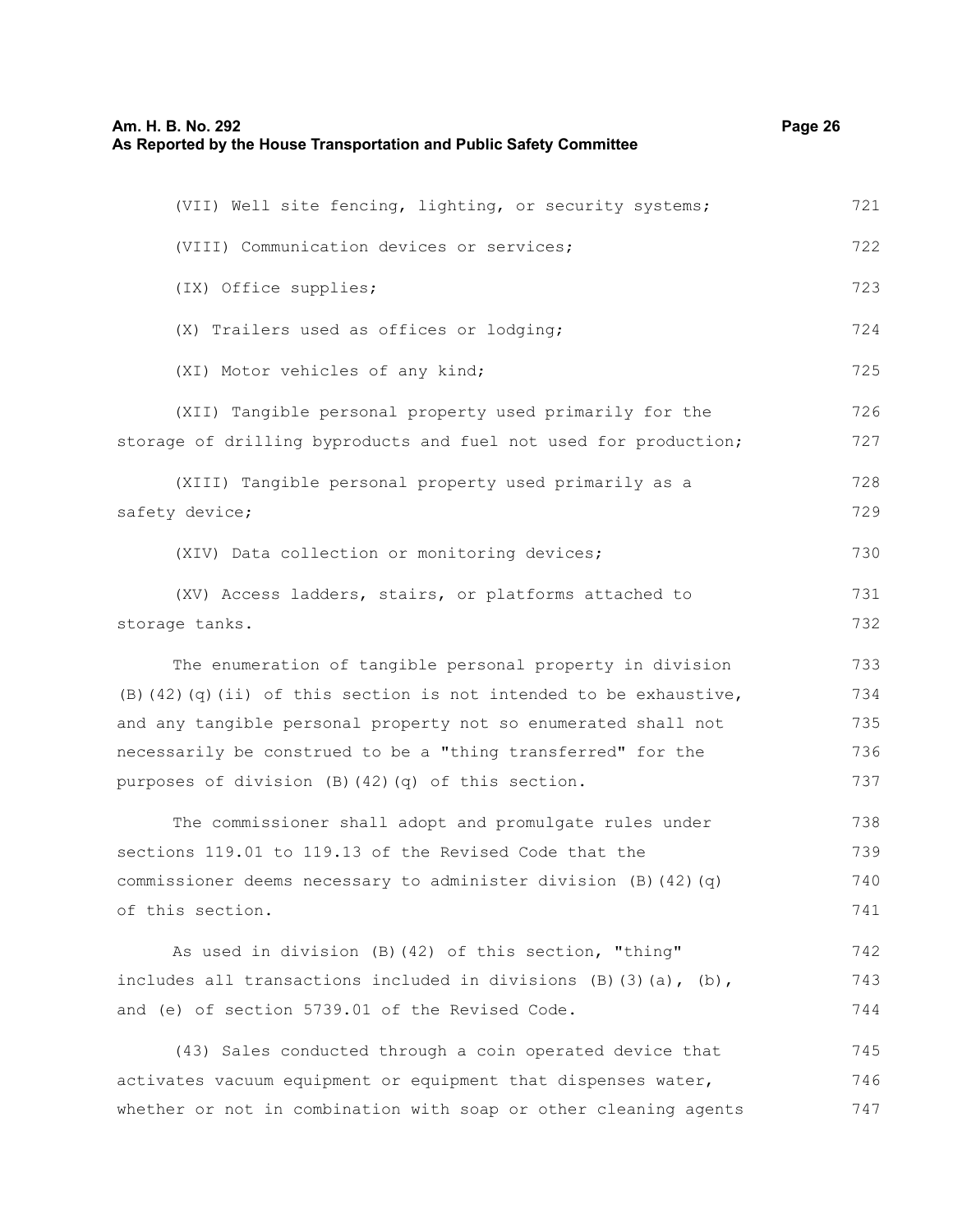(VII) Well site fencing, lighting, or security systems;

(VIII) Communication devices or services;

(IX) Office supplies;

(X) Trailers used as offices or lodging;

(XI) Motor vehicles of any kind;

(XII) Tangible personal property used primarily for the storage of drilling byproducts and fuel not used for production;

(XIII) Tangible personal property used primarily as a safety device;

(XIV) Data collection or monitoring devices;

(XV) Access ladders, stairs, or platforms attached to storage tanks.

The enumeration of tangible personal property in division (B)(42)(q)(ii) of this section is not intended to be exhaustive, and any tangible personal property not so enumerated shall not necessarily be construed to be a "thing transferred" for the purposes of division (B)(42)(q) of this section.

The commissioner shall adopt and promulgate rules under sections 119.01 to 119.13 of the Revised Code that the commissioner deems necessary to administer division (B)(42)(q) of this section.

As used in division (B)(42) of this section, "thing" includes all transactions included in divisions (B)(3)(a), (b), and (e) of section 5739.01 of the Revised Code.

(43) Sales conducted through a coin operated device that activates vacuum equipment or equipment that dispenses water, whether or not in combination with soap or other cleaning agents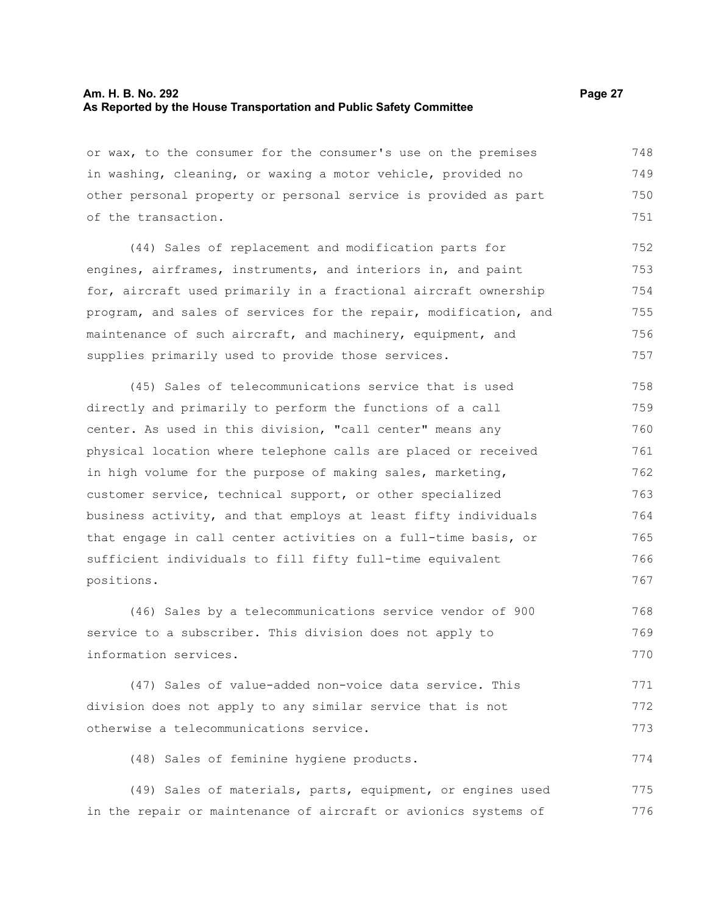or wax, to the consumer for the consumer's use on the premises in washing, cleaning, or waxing a motor vehicle, provided no other personal property or personal service is provided as part of the transaction.

(44) Sales of replacement and modification parts for engines, airframes, instruments, and interiors in, and paint for, aircraft used primarily in a fractional aircraft ownership program, and sales of services for the repair, modification, and maintenance of such aircraft, and machinery, equipment, and supplies primarily used to provide those services.

(45) Sales of telecommunications service that is used directly and primarily to perform the functions of a call center. As used in this division, "call center" means any physical location where telephone calls are placed or received in high volume for the purpose of making sales, marketing, customer service, technical support, or other specialized business activity, and that employs at least fifty individuals that engage in call center activities on a full-time basis, or sufficient individuals to fill fifty full-time equivalent positions.

(46) Sales by a telecommunications service vendor of 900 service to a subscriber. This division does not apply to information services.

(47) Sales of value-added non-voice data service. This division does not apply to any similar service that is not otherwise a telecommunications service.

(48) Sales of feminine hygiene products.

(49) Sales of materials, parts, equipment, or engines used in the repair or maintenance of aircraft or avionics systems of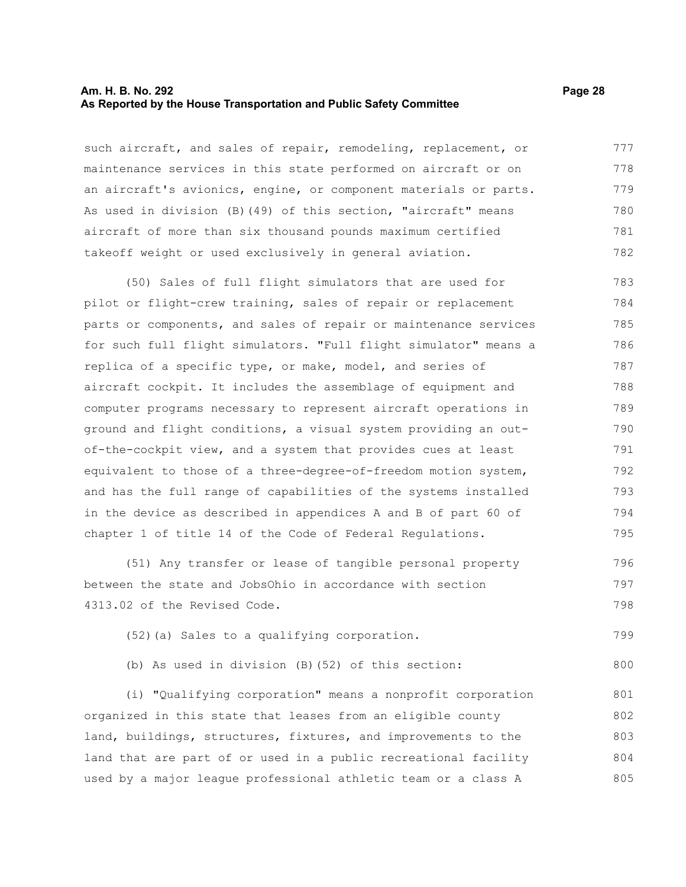such aircraft, and sales of repair, remodeling, replacement, or maintenance services in this state performed on aircraft or on an aircraft's avionics, engine, or component materials or parts. As used in division (B)(49) of this section, "aircraft" means aircraft of more than six thousand pounds maximum certified takeoff weight or used exclusively in general aviation.

(50) Sales of full flight simulators that are used for pilot or flight-crew training, sales of repair or replacement parts or components, and sales of repair or maintenance services for such full flight simulators. "Full flight simulator" means a replica of a specific type, or make, model, and series of aircraft cockpit. It includes the assemblage of equipment and computer programs necessary to represent aircraft operations in ground and flight conditions, a visual system providing an out-of-the-cockpit view, and a system that provides cues at least equivalent to those of a three-degree-of-freedom motion system, and has the full range of capabilities of the systems installed in the device as described in appendices A and B of part 60 of chapter 1 of title 14 of the Code of Federal Regulations.

(51) Any transfer or lease of tangible personal property between the state and JobsOhio in accordance with section 4313.02 of the Revised Code.

(52)(a) Sales to a qualifying corporation.

(b) As used in division (B)(52) of this section:

(i) "Qualifying corporation" means a nonprofit corporation organized in this state that leases from an eligible county land, buildings, structures, fixtures, and improvements to the land that are part of or used in a public recreational facility used by a major league professional athletic team or a class A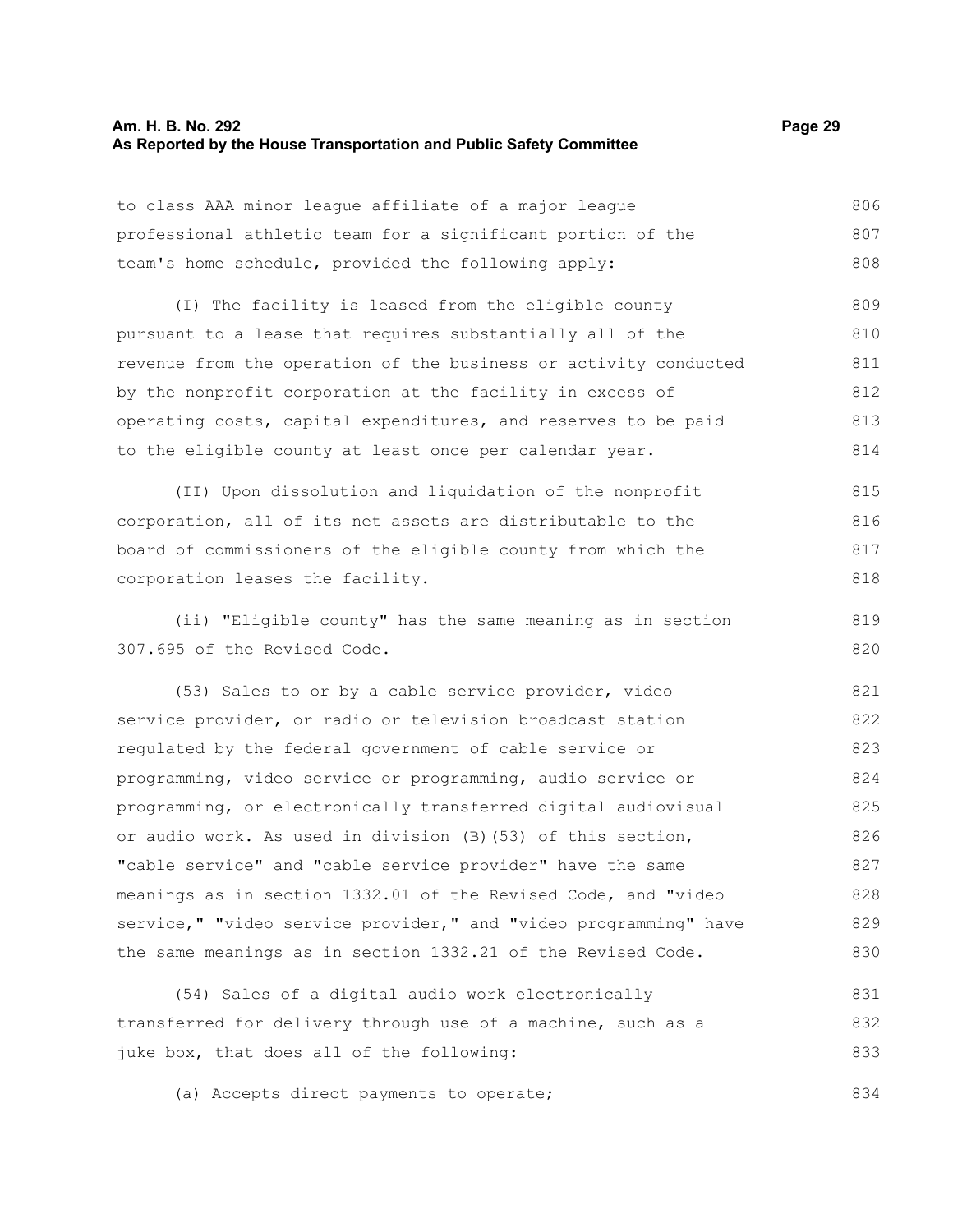to class AAA minor league affiliate of a major league professional athletic team for a significant portion of the team's home schedule, provided the following apply:

(I) The facility is leased from the eligible county pursuant to a lease that requires substantially all of the revenue from the operation of the business or activity conducted by the nonprofit corporation at the facility in excess of operating costs, capital expenditures, and reserves to be paid to the eligible county at least once per calendar year.

(II) Upon dissolution and liquidation of the nonprofit corporation, all of its net assets are distributable to the board of commissioners of the eligible county from which the corporation leases the facility.

(ii) "Eligible county" has the same meaning as in section 307.695 of the Revised Code.

(53) Sales to or by a cable service provider, video service provider, or radio or television broadcast station regulated by the federal government of cable service or programming, video service or programming, audio service or programming, or electronically transferred digital audiovisual or audio work. As used in division (B)(53) of this section, "cable service" and "cable service provider" have the same meanings as in section 1332.01 of the Revised Code, and "video service," "video service provider," and "video programming" have the same meanings as in section 1332.21 of the Revised Code.

(54) Sales of a digital audio work electronically transferred for delivery through use of a machine, such as a juke box, that does all of the following:

(a) Accepts direct payments to operate;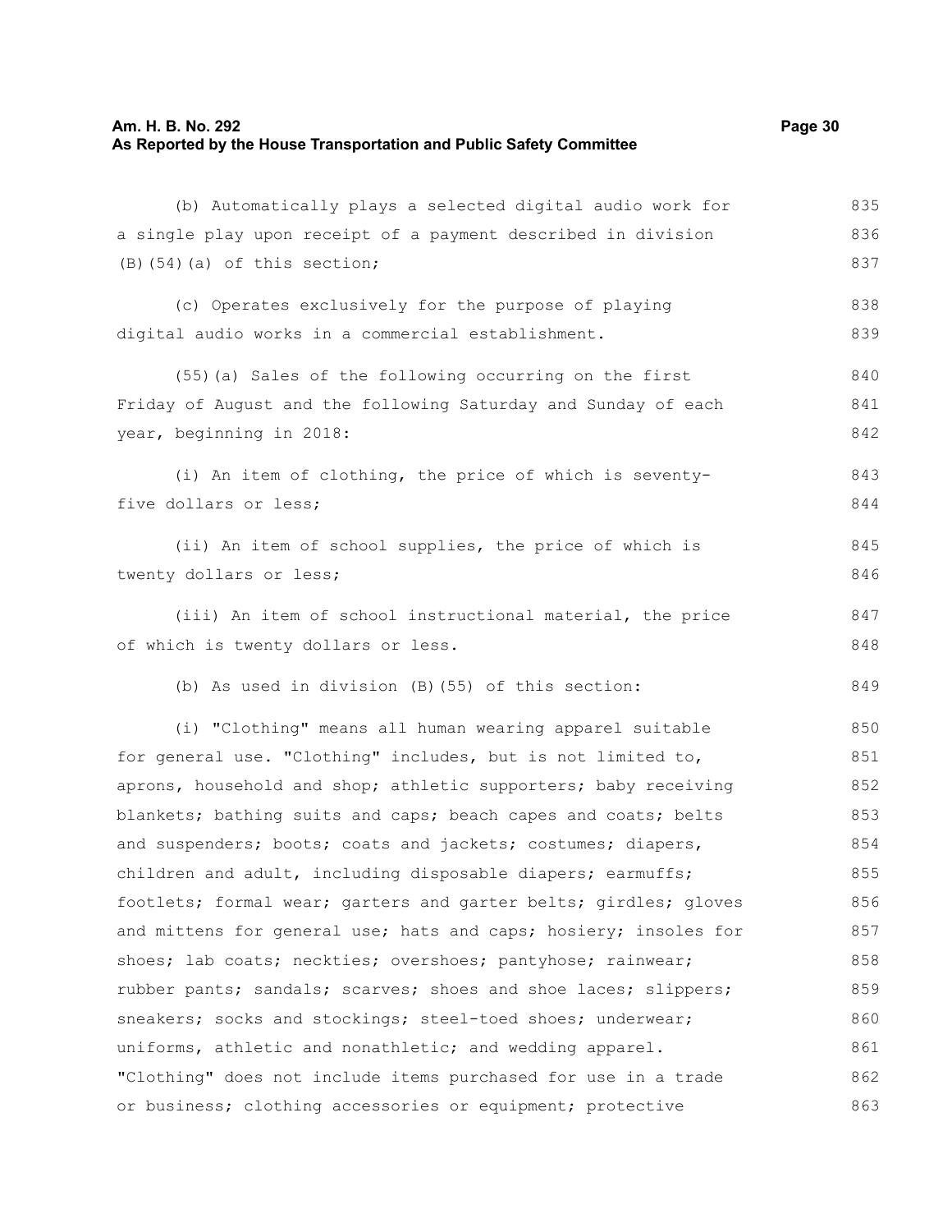(b) Automatically plays a selected digital audio work for a single play upon receipt of a payment described in division (B)(54)(a) of this section;

(c) Operates exclusively for the purpose of playing digital audio works in a commercial establishment.

(55)(a) Sales of the following occurring on the first Friday of August and the following Saturday and Sunday of each year, beginning in 2018:

(i) An item of clothing, the price of which is seventy-five dollars or less;

(ii) An item of school supplies, the price of which is twenty dollars or less;

(iii) An item of school instructional material, the price of which is twenty dollars or less.

(b) As used in division (B)(55) of this section:

(i) "Clothing" means all human wearing apparel suitable for general use. "Clothing" includes, but is not limited to, aprons, household and shop; athletic supporters; baby receiving blankets; bathing suits and caps; beach capes and coats; belts and suspenders; boots; coats and jackets; costumes; diapers, children and adult, including disposable diapers; earmuffs; footlets; formal wear; garters and garter belts; girdles; gloves and mittens for general use; hats and caps; hosiery; insoles for shoes; lab coats; neckties; overshoes; pantyhose; rainwear; rubber pants; sandals; scarves; shoes and shoe laces; slippers; sneakers; socks and stockings; steel-toed shoes; underwear; uniforms, athletic and nonathletic; and wedding apparel. "Clothing" does not include items purchased for use in a trade or business; clothing accessories or equipment; protective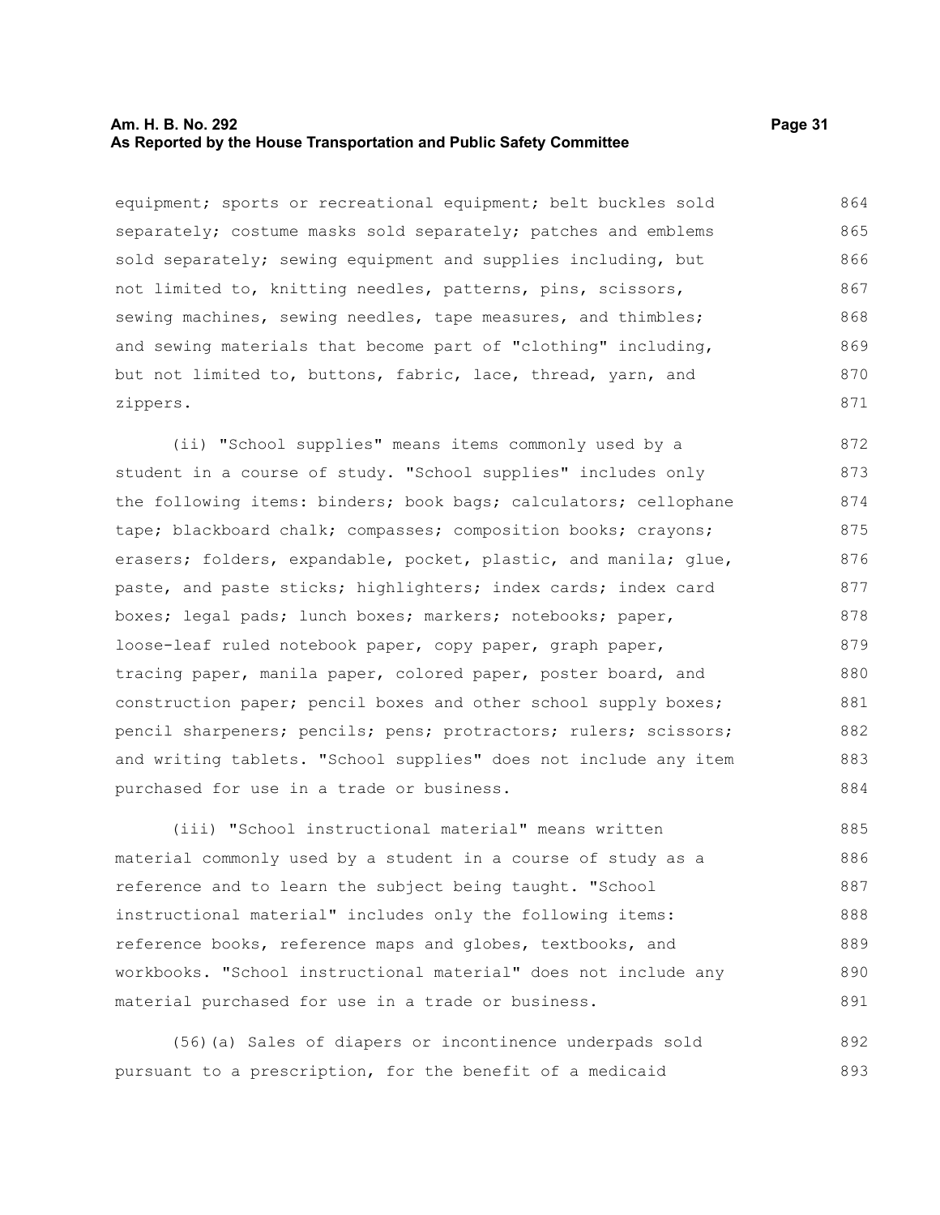equipment; sports or recreational equipment; belt buckles sold separately; costume masks sold separately; patches and emblems sold separately; sewing equipment and supplies including, but not limited to, knitting needles, patterns, pins, scissors, sewing machines, sewing needles, tape measures, and thimbles; and sewing materials that become part of "clothing" including, but not limited to, buttons, fabric, lace, thread, yarn, and zippers.

(ii) "School supplies" means items commonly used by a student in a course of study. "School supplies" includes only the following items: binders; book bags; calculators; cellophane tape; blackboard chalk; compasses; composition books; crayons; erasers; folders, expandable, pocket, plastic, and manila; glue, paste, and paste sticks; highlighters; index cards; index card boxes; legal pads; lunch boxes; markers; notebooks; paper, loose-leaf ruled notebook paper, copy paper, graph paper, tracing paper, manila paper, colored paper, poster board, and construction paper; pencil boxes and other school supply boxes; pencil sharpeners; pencils; pens; protractors; rulers; scissors; and writing tablets. "School supplies" does not include any item purchased for use in a trade or business.

(iii) "School instructional material" means written material commonly used by a student in a course of study as a reference and to learn the subject being taught. "School instructional material" includes only the following items: reference books, reference maps and globes, textbooks, and workbooks. "School instructional material" does not include any material purchased for use in a trade or business.

(56)(a) Sales of diapers or incontinence underpads sold pursuant to a prescription, for the benefit of a medicaid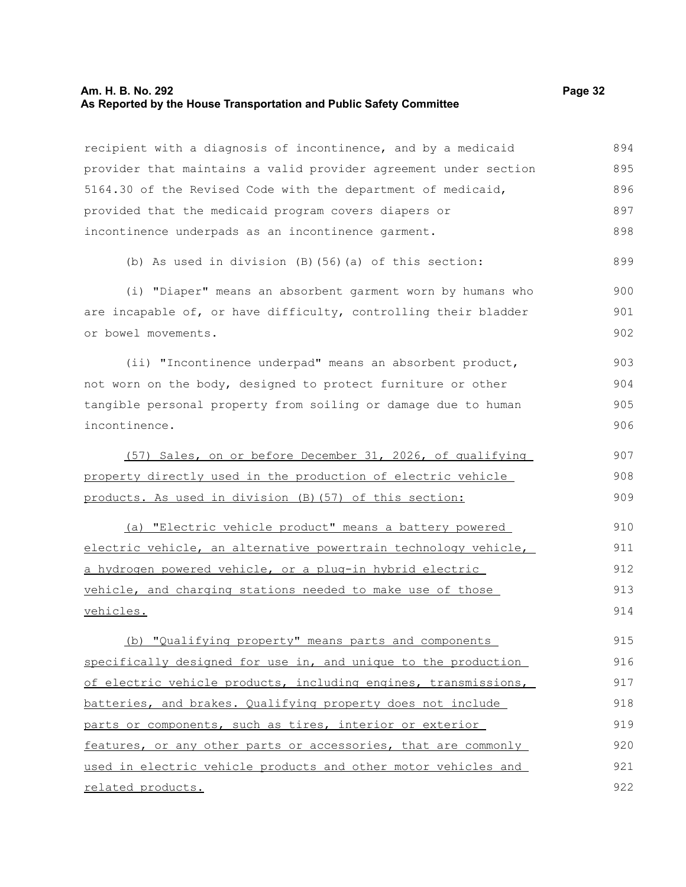recipient with a diagnosis of incontinence, and by a medicaid provider that maintains a valid provider agreement under section 5164.30 of the Revised Code with the department of medicaid, provided that the medicaid program covers diapers or incontinence underpads as an incontinence garment.

(b) As used in division (B)(56)(a) of this section:

(i) "Diaper" means an absorbent garment worn by humans who are incapable of, or have difficulty, controlling their bladder or bowel movements.

(ii) "Incontinence underpad" means an absorbent product, not worn on the body, designed to protect furniture or other tangible personal property from soiling or damage due to human incontinence.

(57) Sales, on or before December 31, 2026, of qualifying property directly used in the production of electric vehicle products. As used in division (B)(57) of this section:

(a) "Electric vehicle product" means a battery powered electric vehicle, an alternative powertrain technology vehicle, a hydrogen powered vehicle, or a plug-in hybrid electric vehicle, and charging stations needed to make use of those vehicles.

(b) "Qualifying property" means parts and components specifically designed for use in, and unique to the production of electric vehicle products, including engines, transmissions, batteries, and brakes. Qualifying property does not include parts or components, such as tires, interior or exterior features, or any other parts or accessories, that are commonly used in electric vehicle products and other motor vehicles and related products.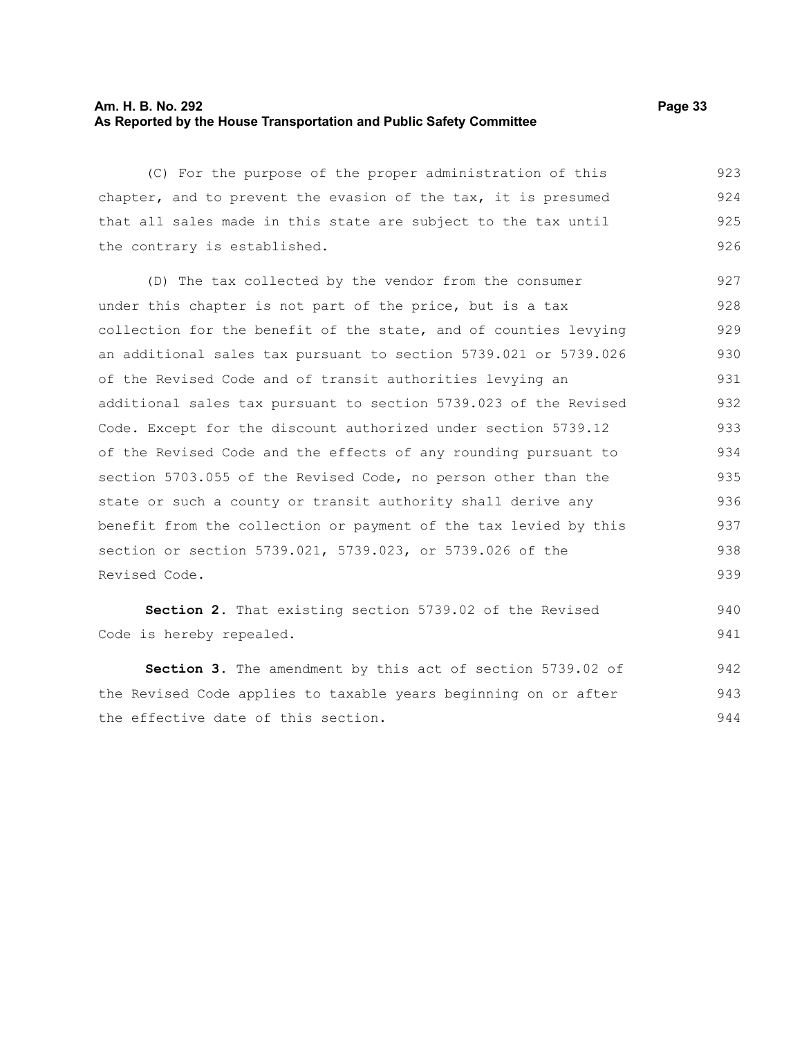(C) For the purpose of the proper administration of this chapter, and to prevent the evasion of the tax, it is presumed that all sales made in this state are subject to the tax until the contrary is established.

(D) The tax collected by the vendor from the consumer under this chapter is not part of the price, but is a tax collection for the benefit of the state, and of counties levying an additional sales tax pursuant to section 5739.021 or 5739.026 of the Revised Code and of transit authorities levying an additional sales tax pursuant to section 5739.023 of the Revised Code. Except for the discount authorized under section 5739.12 of the Revised Code and the effects of any rounding pursuant to section 5703.055 of the Revised Code, no person other than the state or such a county or transit authority shall derive any benefit from the collection or payment of the tax levied by this section or section 5739.021, 5739.023, or 5739.026 of the Revised Code.

**Section 2.** That existing section 5739.02 of the Revised Code is hereby repealed.

**Section 3.** The amendment by this act of section 5739.02 of the Revised Code applies to taxable years beginning on or after the effective date of this section.